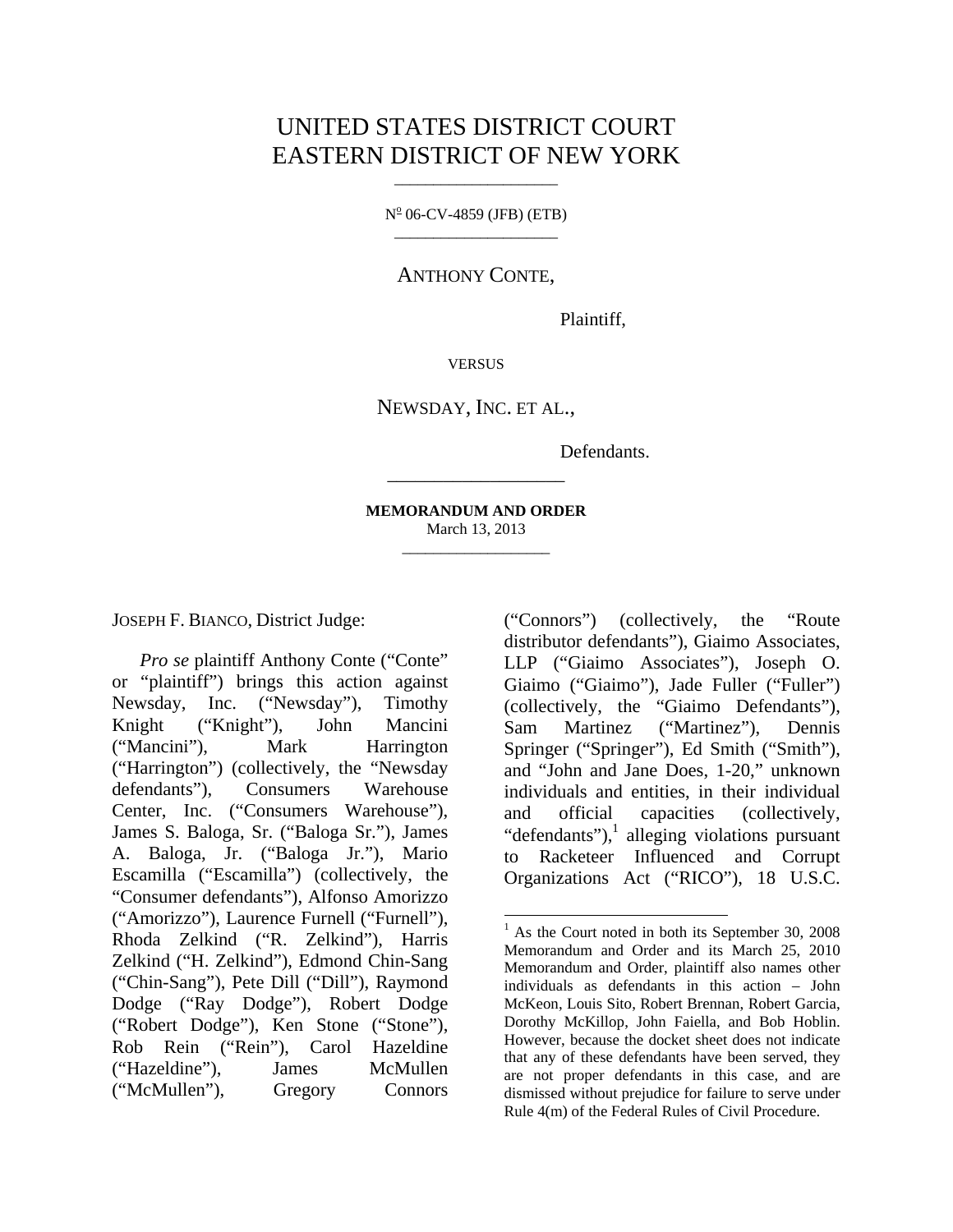# UNITED STATES DISTRICT COURT
# EASTERN DISTRICT OF NEW YORK

---

No 06-CV-4859 (JFB) (ETB)

---

ANTHONY CONTE,

Plaintiff,

VERSUS

NEWSDAY, INC. ET AL.,

Defendants.

---

**MEMORANDUM AND ORDER**

March 13, 2013

---

JOSEPH F. BIANCO, District Judge:

*Pro se* plaintiff Anthony Conte ("Conte" or "plaintiff") brings this action against Newsday, Inc. ("Newsday"), Timothy Knight ("Knight"), John Mancini ("Mancini"), Mark Harrington ("Harrington") (collectively, the "Newsday defendants"), Consumers Warehouse Center, Inc. ("Consumers Warehouse"), James S. Baloga, Sr. ("Baloga Sr."), James A. Baloga, Jr. ("Baloga Jr."), Mario Escamilla ("Escamilla") (collectively, the "Consumer defendants"), Alfonso Amorizzo ("Amorizzo"), Laurence Furnell ("Furnell"), Rhoda Zelkind ("R. Zelkind"), Harris Zelkind ("H. Zelkind"), Edmond Chin-Sang ("Chin-Sang"), Pete Dill ("Dill"), Raymond Dodge ("Ray Dodge"), Robert Dodge ("Robert Dodge"), Ken Stone ("Stone"), Rob Rein ("Rein"), Carol Hazeldine ("Hazeldine"), James McMullen ("McMullen"), Gregory Connors ("Connors") (collectively, the "Route distributor defendants"), Giaimo Associates, LLP ("Giaimo Associates"), Joseph O. Giaimo ("Giaimo"), Jade Fuller ("Fuller") (collectively, the "Giaimo Defendants"), Sam Martinez ("Martinez"), Dennis Springer ("Springer"), Ed Smith ("Smith"), and "John and Jane Does, 1-20," unknown individuals and entities, in their individual and official capacities (collectively, "defendants"),[1] alleging violations pursuant to Racketeer Influenced and Corrupt Organizations Act ("RICO"), 18 U.S.C.

---

[1] As the Court noted in both its September 30, 2008 Memorandum and Order and its March 25, 2010 Memorandum and Order, plaintiff also names other individuals as defendants in this action – John McKeon, Louis Sito, Robert Brennan, Robert Garcia, Dorothy McKillop, John Faiella, and Bob Hoblin. However, because the docket sheet does not indicate that any of these defendants have been served, they are not proper defendants in this case, and are dismissed without prejudice for failure to serve under Rule 4(m) of the Federal Rules of Civil Procedure.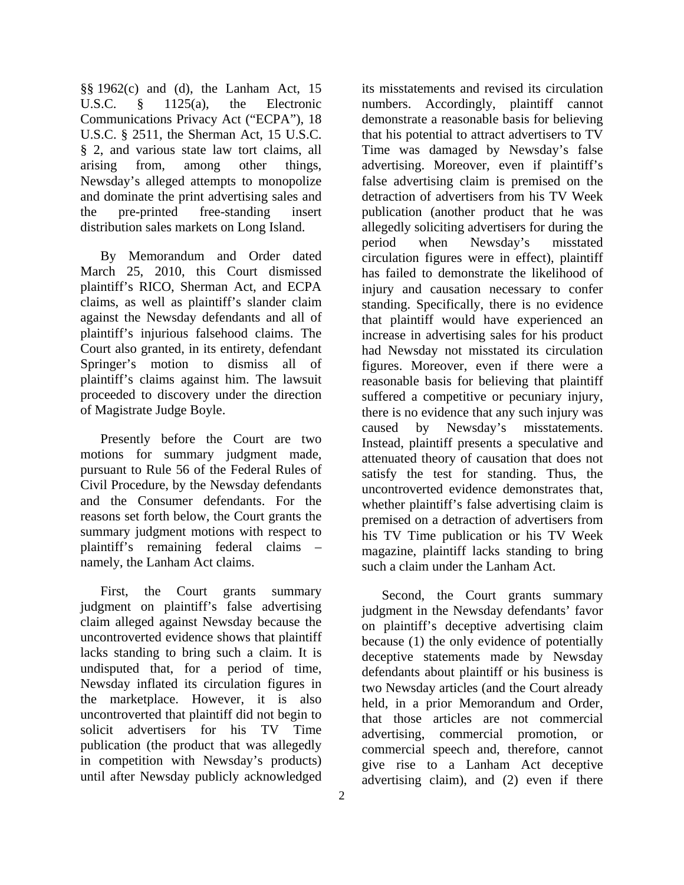§§ 1962(c) and (d), the Lanham Act, 15 U.S.C. § 1125(a), the Electronic Communications Privacy Act ("ECPA"), 18 U.S.C. § 2511, the Sherman Act, 15 U.S.C. § 2, and various state law tort claims, all arising from, among other things, Newsday's alleged attempts to monopolize and dominate the print advertising sales and the pre-printed free-standing insert distribution sales markets on Long Island.

By Memorandum and Order dated March 25, 2010, this Court dismissed plaintiff's RICO, Sherman Act, and ECPA claims, as well as plaintiff's slander claim against the Newsday defendants and all of plaintiff's injurious falsehood claims. The Court also granted, in its entirety, defendant Springer's motion to dismiss all of plaintiff's claims against him. The lawsuit proceeded to discovery under the direction of Magistrate Judge Boyle.

Presently before the Court are two motions for summary judgment made, pursuant to Rule 56 of the Federal Rules of Civil Procedure, by the Newsday defendants and the Consumer defendants. For the reasons set forth below, the Court grants the summary judgment motions with respect to plaintiff's remaining federal claims – namely, the Lanham Act claims.

First, the Court grants summary judgment on plaintiff's false advertising claim alleged against Newsday because the uncontroverted evidence shows that plaintiff lacks standing to bring such a claim. It is undisputed that, for a period of time, Newsday inflated its circulation figures in the marketplace. However, it is also uncontroverted that plaintiff did not begin to solicit advertisers for his TV Time publication (the product that was allegedly in competition with Newsday's products) until after Newsday publicly acknowledged its misstatements and revised its circulation numbers. Accordingly, plaintiff cannot demonstrate a reasonable basis for believing that his potential to attract advertisers to TV Time was damaged by Newsday's false advertising. Moreover, even if plaintiff's false advertising claim is premised on the detraction of advertisers from his TV Week publication (another product that he was allegedly soliciting advertisers for during the period when Newsday's misstated circulation figures were in effect), plaintiff has failed to demonstrate the likelihood of injury and causation necessary to confer standing. Specifically, there is no evidence that plaintiff would have experienced an increase in advertising sales for his product had Newsday not misstated its circulation figures. Moreover, even if there were a reasonable basis for believing that plaintiff suffered a competitive or pecuniary injury, there is no evidence that any such injury was caused by Newsday's misstatements. Instead, plaintiff presents a speculative and attenuated theory of causation that does not satisfy the test for standing. Thus, the uncontroverted evidence demonstrates that, whether plaintiff's false advertising claim is premised on a detraction of advertisers from his TV Time publication or his TV Week magazine, plaintiff lacks standing to bring such a claim under the Lanham Act.

Second, the Court grants summary judgment in the Newsday defendants' favor on plaintiff's deceptive advertising claim because (1) the only evidence of potentially deceptive statements made by Newsday defendants about plaintiff or his business is two Newsday articles (and the Court already held, in a prior Memorandum and Order, that those articles are not commercial advertising, commercial promotion, or commercial speech and, therefore, cannot give rise to a Lanham Act deceptive advertising claim), and (2) even if there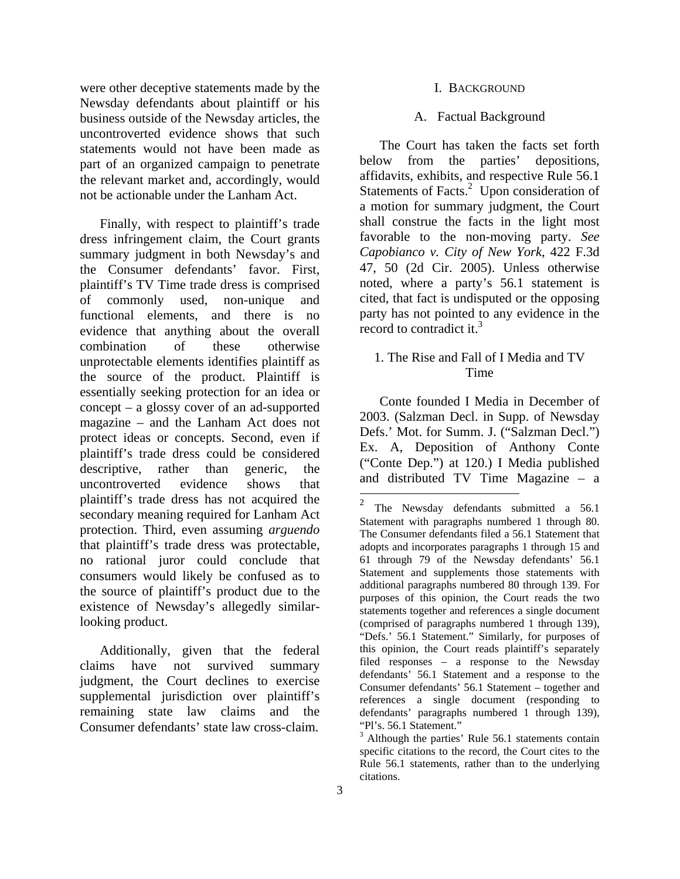were other deceptive statements made by the Newsday defendants about plaintiff or his business outside of the Newsday articles, the uncontroverted evidence shows that such statements would not have been made as part of an organized campaign to penetrate the relevant market and, accordingly, would not be actionable under the Lanham Act.

Finally, with respect to plaintiff's trade dress infringement claim, the Court grants summary judgment in both Newsday's and the Consumer defendants' favor. First, plaintiff's TV Time trade dress is comprised of commonly used, non-unique and functional elements, and there is no evidence that anything about the overall combination of these otherwise unprotectable elements identifies plaintiff as the source of the product. Plaintiff is essentially seeking protection for an idea or concept – a glossy cover of an ad-supported magazine – and the Lanham Act does not protect ideas or concepts. Second, even if plaintiff's trade dress could be considered descriptive, rather than generic, the uncontroverted evidence shows that plaintiff's trade dress has not acquired the secondary meaning required for Lanham Act protection. Third, even assuming *arguendo* that plaintiff's trade dress was protectable, no rational juror could conclude that consumers would likely be confused as to the source of plaintiff's product due to the existence of Newsday's allegedly similar-looking product.

Additionally, given that the federal claims have not survived summary judgment, the Court declines to exercise supplemental jurisdiction over plaintiff's remaining state law claims and the Consumer defendants' state law cross-claim.

# I. BACKGROUND

## A. Factual Background

The Court has taken the facts set forth below from the parties' depositions, affidavits, exhibits, and respective Rule 56.1 Statements of Facts.[2] Upon consideration of a motion for summary judgment, the Court shall construe the facts in the light most favorable to the non-moving party. *See Capobianco v. City of New York*, 422 F.3d 47, 50 (2d Cir. 2005). Unless otherwise noted, where a party's 56.1 statement is cited, that fact is undisputed or the opposing party has not pointed to any evidence in the record to contradict it.[3]

### 1. The Rise and Fall of I Media and TV Time

Conte founded I Media in December of 2003. (Salzman Decl. in Supp. of Newsday Defs.' Mot. for Summ. J. ("Salzman Decl.") Ex. A, Deposition of Anthony Conte ("Conte Dep.") at 120.) I Media published and distributed TV Time Magazine – a

---

[2] The Newsday defendants submitted a 56.1 Statement with paragraphs numbered 1 through 80. The Consumer defendants filed a 56.1 Statement that adopts and incorporates paragraphs 1 through 15 and 61 through 79 of the Newsday defendants' 56.1 Statement and supplements those statements with additional paragraphs numbered 80 through 139. For purposes of this opinion, the Court reads the two statements together and references a single document (comprised of paragraphs numbered 1 through 139), "Defs.' 56.1 Statement." Similarly, for purposes of this opinion, the Court reads plaintiff's separately filed responses – a response to the Newsday defendants' 56.1 Statement and a response to the Consumer defendants' 56.1 Statement – together and references a single document (responding to defendants' paragraphs numbered 1 through 139), "Pl's. 56.1 Statement."

[3] Although the parties' Rule 56.1 statements contain specific citations to the record, the Court cites to the Rule 56.1 statements, rather than to the underlying citations.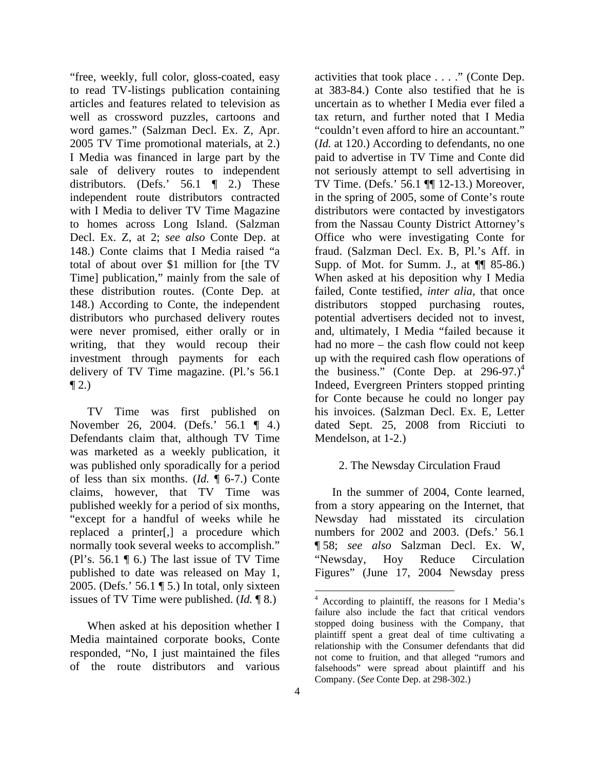"free, weekly, full color, gloss-coated, easy to read TV-listings publication containing articles and features related to television as well as crossword puzzles, cartoons and word games." (Salzman Decl. Ex. Z, Apr. 2005 TV Time promotional materials, at 2.) I Media was financed in large part by the sale of delivery routes to independent distributors. (Defs.' 56.1 ¶ 2.) These independent route distributors contracted with I Media to deliver TV Time Magazine to homes across Long Island. (Salzman Decl. Ex. Z, at 2; *see also* Conte Dep. at 148.) Conte claims that I Media raised "a total of about over $1 million for [the TV Time] publication," mainly from the sale of these distribution routes. (Conte Dep. at 148.) According to Conte, the independent distributors who purchased delivery routes were never promised, either orally or in writing, that they would recoup their investment through payments for each delivery of TV Time magazine. (Pl.'s 56.1 ¶ 2.)

TV Time was first published on November 26, 2004. (Defs.' 56.1 ¶ 4.) Defendants claim that, although TV Time was marketed as a weekly publication, it was published only sporadically for a period of less than six months. (*Id.* ¶ 6-7.) Conte claims, however, that TV Time was published weekly for a period of six months, "except for a handful of weeks while he replaced a printer[,] a procedure which normally took several weeks to accomplish." (Pl's. 56.1 ¶ 6.) The last issue of TV Time published to date was released on May 1, 2005. (Defs.' 56.1 ¶ 5.) In total, only sixteen issues of TV Time were published. (*Id.* ¶ 8.)

When asked at his deposition whether I Media maintained corporate books, Conte responded, "No, I just maintained the files of the route distributors and various activities that took place . . . ." (Conte Dep. at 383-84.) Conte also testified that he is uncertain as to whether I Media ever filed a tax return, and further noted that I Media "couldn't even afford to hire an accountant." (*Id.* at 120.) According to defendants, no one paid to advertise in TV Time and Conte did not seriously attempt to sell advertising in TV Time. (Defs.' 56.1 ¶¶ 12-13.) Moreover, in the spring of 2005, some of Conte's route distributors were contacted by investigators from the Nassau County District Attorney's Office who were investigating Conte for fraud. (Salzman Decl. Ex. B, Pl.'s Aff. in Supp. of Mot. for Summ. J., at ¶¶ 85-86.) When asked at his deposition why I Media failed, Conte testified, *inter alia*, that once distributors stopped purchasing routes, potential advertisers decided not to invest, and, ultimately, I Media "failed because it had no more – the cash flow could not keep up with the required cash flow operations of the business." (Conte Dep. at 296-97.)[4] Indeed, Evergreen Printers stopped printing for Conte because he could no longer pay his invoices. (Salzman Decl. Ex. E, Letter dated Sept. 25, 2008 from Ricciuti to Mendelson, at 1-2.)

### 2. The Newsday Circulation Fraud

In the summer of 2004, Conte learned, from a story appearing on the Internet, that Newsday had misstated its circulation numbers for 2002 and 2003. (Defs.' 56.1 ¶ 58; *see also* Salzman Decl. Ex. W, "Newsday, Hoy Reduce Circulation Figures" (June 17, 2004 Newsday press

[4] According to plaintiff, the reasons for I Media's failure also include the fact that critical vendors stopped doing business with the Company, that plaintiff spent a great deal of time cultivating a relationship with the Consumer defendants that did not come to fruition, and that alleged "rumors and falsehoods" were spread about plaintiff and his Company. (*See* Conte Dep. at 298-302.)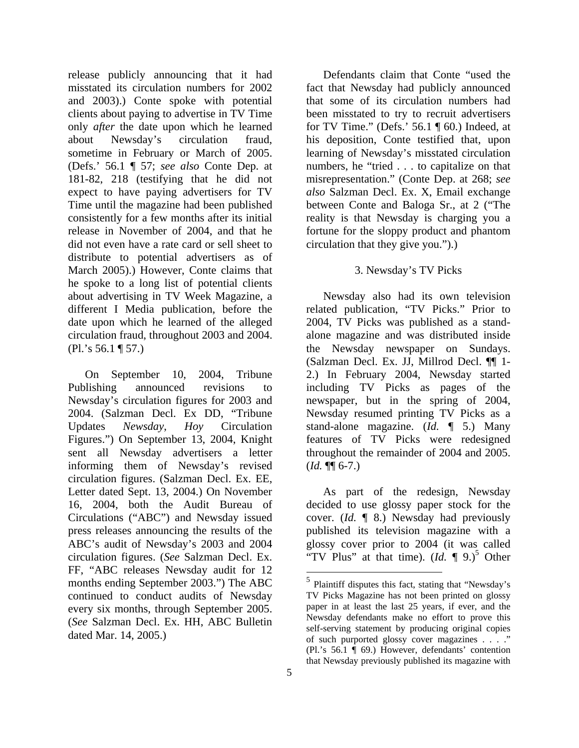release publicly announcing that it had misstated its circulation numbers for 2002 and 2003).) Conte spoke with potential clients about paying to advertise in TV Time only *after* the date upon which he learned about Newsday's circulation fraud, sometime in February or March of 2005. (Defs.' 56.1 ¶ 57; *see also* Conte Dep. at 181-82, 218 (testifying that he did not expect to have paying advertisers for TV Time until the magazine had been published consistently for a few months after its initial release in November of 2004, and that he did not even have a rate card or sell sheet to distribute to potential advertisers as of March 2005).) However, Conte claims that he spoke to a long list of potential clients about advertising in TV Week Magazine, a different I Media publication, before the date upon which he learned of the alleged circulation fraud, throughout 2003 and 2004. (Pl.'s 56.1 ¶ 57.)

On September 10, 2004, Tribune Publishing announced revisions to Newsday's circulation figures for 2003 and 2004. (Salzman Decl. Ex DD, "Tribune Updates *Newsday*, *Hoy* Circulation Figures.") On September 13, 2004, Knight sent all Newsday advertisers a letter informing them of Newsday's revised circulation figures. (Salzman Decl. Ex. EE, Letter dated Sept. 13, 2004.) On November 16, 2004, both the Audit Bureau of Circulations ("ABC") and Newsday issued press releases announcing the results of the ABC's audit of Newsday's 2003 and 2004 circulation figures. (*See* Salzman Decl. Ex. FF, "ABC releases Newsday audit for 12 months ending September 2003.") The ABC continued to conduct audits of Newsday every six months, through September 2005. (*See* Salzman Decl. Ex. HH, ABC Bulletin dated Mar. 14, 2005.)

Defendants claim that Conte "used the fact that Newsday had publicly announced that some of its circulation numbers had been misstated to try to recruit advertisers for TV Time." (Defs.' 56.1 ¶ 60.) Indeed, at his deposition, Conte testified that, upon learning of Newsday's misstated circulation numbers, he "tried . . . to capitalize on that misrepresentation." (Conte Dep. at 268; *see also* Salzman Decl. Ex. X, Email exchange between Conte and Baloga Sr., at 2 ("The reality is that Newsday is charging you a fortune for the sloppy product and phantom circulation that they give you.").)

### 3. Newsday's TV Picks

Newsday also had its own television related publication, "TV Picks." Prior to 2004, TV Picks was published as a stand-alone magazine and was distributed inside the Newsday newspaper on Sundays. (Salzman Decl. Ex. JJ, Millrod Decl. ¶¶ 1-2.) In February 2004, Newsday started including TV Picks as pages of the newspaper, but in the spring of 2004, Newsday resumed printing TV Picks as a stand-alone magazine. (*Id.* ¶ 5.) Many features of TV Picks were redesigned throughout the remainder of 2004 and 2005. (*Id.* ¶¶ 6-7.)

As part of the redesign, Newsday decided to use glossy paper stock for the cover. (*Id.* ¶ 8.) Newsday had previously published its television magazine with a glossy cover prior to 2004 (it was called "TV Plus" at that time). (*Id.* ¶ 9.)[5] Other

[5] Plaintiff disputes this fact, stating that "Newsday's TV Picks Magazine has not been printed on glossy paper in at least the last 25 years, if ever, and the Newsday defendants make no effort to prove this self-serving statement by producing original copies of such purported glossy cover magazines . . . ." (Pl.'s 56.1 ¶ 69.) However, defendants' contention that Newsday previously published its magazine with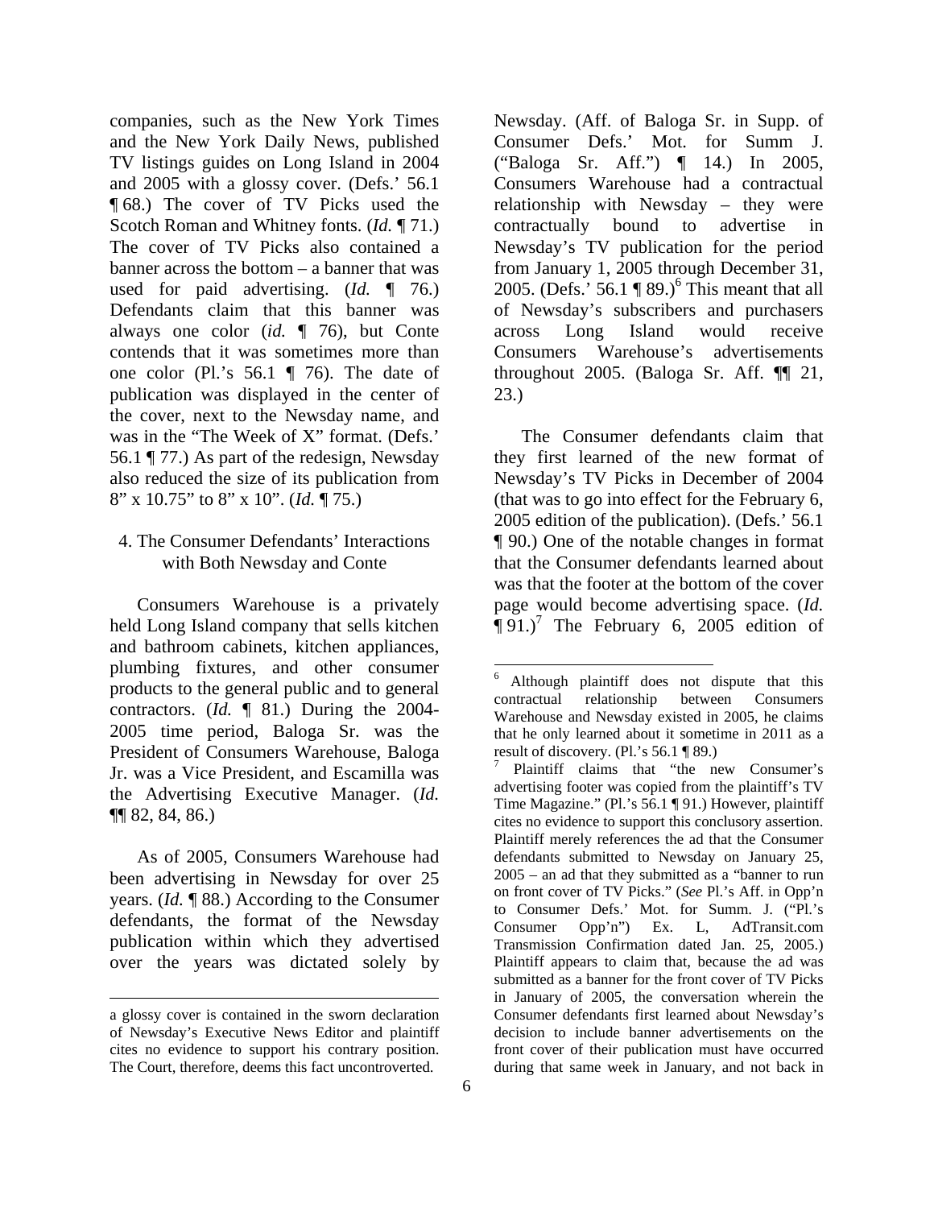companies, such as the New York Times and the New York Daily News, published TV listings guides on Long Island in 2004 and 2005 with a glossy cover. (Defs.' 56.1 ¶ 68.) The cover of TV Picks used the Scotch Roman and Whitney fonts. (*Id.* ¶ 71.) The cover of TV Picks also contained a banner across the bottom – a banner that was used for paid advertising. (*Id.* ¶ 76.) Defendants claim that this banner was always one color (*id.* ¶ 76), but Conte contends that it was sometimes more than one color (Pl.'s 56.1 ¶ 76). The date of publication was displayed in the center of the cover, next to the Newsday name, and was in the "The Week of X" format. (Defs.' 56.1 ¶ 77.) As part of the redesign, Newsday also reduced the size of its publication from 8" x 10.75" to 8" x 10". (*Id.* ¶ 75.)

4. The Consumer Defendants' Interactions with Both Newsday and Conte

Consumers Warehouse is a privately held Long Island company that sells kitchen and bathroom cabinets, kitchen appliances, plumbing fixtures, and other consumer products to the general public and to general contractors. (*Id.* ¶ 81.) During the 2004-2005 time period, Baloga Sr. was the President of Consumers Warehouse, Baloga Jr. was a Vice President, and Escamilla was the Advertising Executive Manager. (*Id.* ¶¶ 82, 84, 86.)

As of 2005, Consumers Warehouse had been advertising in Newsday for over 25 years. (*Id.* ¶ 88.) According to the Consumer defendants, the format of the Newsday publication within which they advertised over the years was dictated solely by Newsday. (Aff. of Baloga Sr. in Supp. of Consumer Defs.' Mot. for Summ J. ("Baloga Sr. Aff.") ¶ 14.) In 2005, Consumers Warehouse had a contractual relationship with Newsday – they were contractually bound to advertise in Newsday's TV publication for the period from January 1, 2005 through December 31, 2005. (Defs.' 56.1 ¶ 89.)[6] This meant that all of Newsday's subscribers and purchasers across Long Island would receive Consumers Warehouse's advertisements throughout 2005. (Baloga Sr. Aff. ¶¶ 21, 23.)

The Consumer defendants claim that they first learned of the new format of Newsday's TV Picks in December of 2004 (that was to go into effect for the February 6, 2005 edition of the publication). (Defs.' 56.1 ¶ 90.) One of the notable changes in format that the Consumer defendants learned about was that the footer at the bottom of the cover page would become advertising space. (*Id.* ¶ 91.)[7] The February 6, 2005 edition of

---

a glossy cover is contained in the sworn declaration of Newsday's Executive News Editor and plaintiff cites no evidence to support his contrary position. The Court, therefore, deems this fact uncontroverted.

[6] Although plaintiff does not dispute that this contractual relationship between Consumers Warehouse and Newsday existed in 2005, he claims that he only learned about it sometime in 2011 as a result of discovery. (Pl.'s 56.1 ¶ 89.)

[7] Plaintiff claims that "the new Consumer's advertising footer was copied from the plaintiff's TV Time Magazine." (Pl.'s 56.1 ¶ 91.) However, plaintiff cites no evidence to support this conclusory assertion. Plaintiff merely references the ad that the Consumer defendants submitted to Newsday on January 25, 2005 – an ad that they submitted as a "banner to run on front cover of TV Picks." (*See* Pl.'s Aff. in Opp'n to Consumer Defs.' Mot. for Summ. J. ("Pl.'s Consumer Opp'n") Ex. L, AdTransit.com Transmission Confirmation dated Jan. 25, 2005.) Plaintiff appears to claim that, because the ad was submitted as a banner for the front cover of TV Picks in January of 2005, the conversation wherein the Consumer defendants first learned about Newsday's decision to include banner advertisements on the front cover of their publication must have occurred during that same week in January, and not back in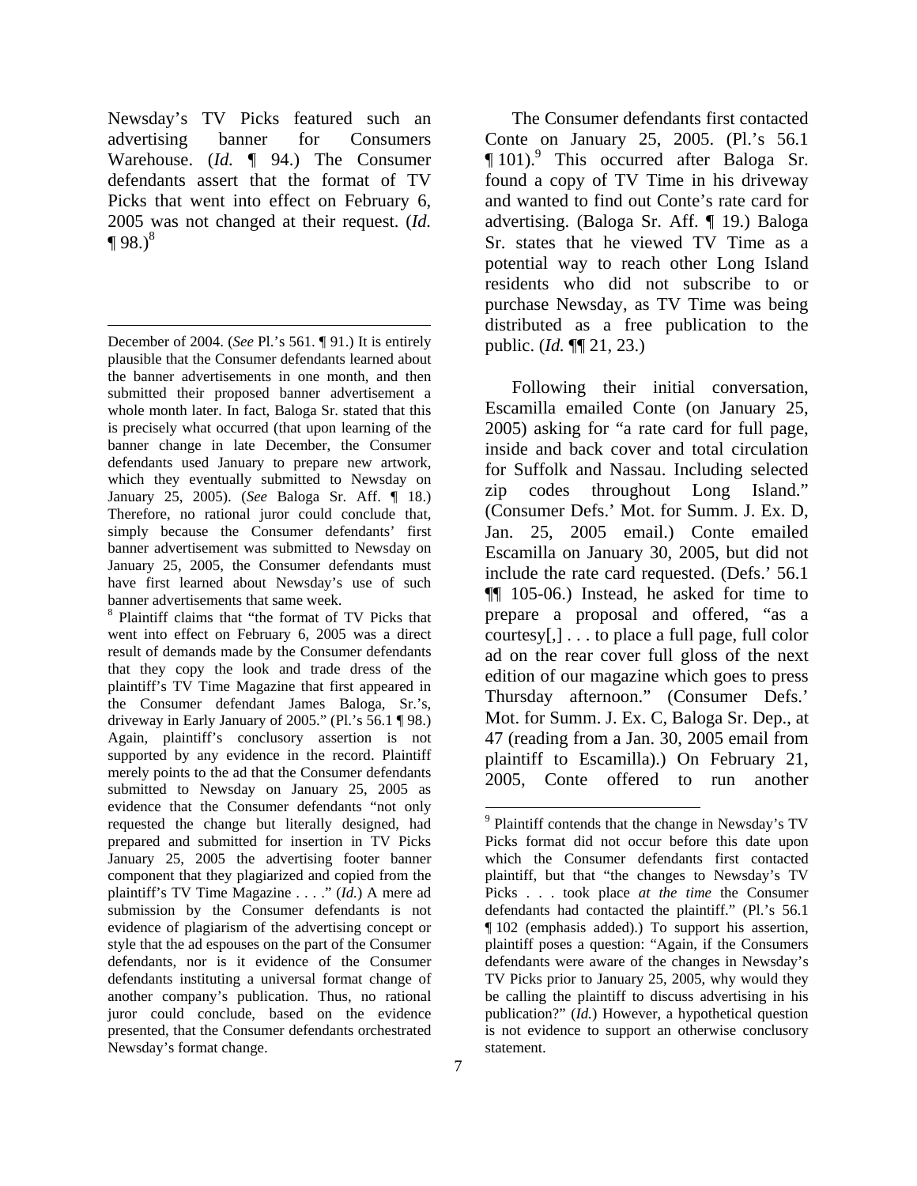Newsday's TV Picks featured such an advertising banner for Consumers Warehouse. (*Id.* ¶ 94.) The Consumer defendants assert that the format of TV Picks that went into effect on February 6, 2005 was not changed at their request. (*Id.* ¶ 98.)[8]

The Consumer defendants first contacted Conte on January 25, 2005. (Pl.'s 56.1 ¶ 101).[9] This occurred after Baloga Sr. found a copy of TV Time in his driveway and wanted to find out Conte's rate card for advertising. (Baloga Sr. Aff. ¶ 19.) Baloga Sr. states that he viewed TV Time as a potential way to reach other Long Island residents who did not subscribe to or purchase Newsday, as TV Time was being distributed as a free publication to the public. (*Id.* ¶¶ 21, 23.)

Following their initial conversation, Escamilla emailed Conte (on January 25, 2005) asking for "a rate card for full page, inside and back cover and total circulation for Suffolk and Nassau. Including selected zip codes throughout Long Island." (Consumer Defs.' Mot. for Summ. J. Ex. D, Jan. 25, 2005 email.) Conte emailed Escamilla on January 30, 2005, but did not include the rate card requested. (Defs.' 56.1 ¶¶ 105-06.) Instead, he asked for time to prepare a proposal and offered, "as a courtesy[,] . . . to place a full page, full color ad on the rear cover full gloss of the next edition of our magazine which goes to press Thursday afternoon." (Consumer Defs.' Mot. for Summ. J. Ex. C, Baloga Sr. Dep., at 47 (reading from a Jan. 30, 2005 email from plaintiff to Escamilla).) On February 21, 2005, Conte offered to run another

---

December of 2004. (*See* Pl.'s 561. ¶ 91.) It is entirely plausible that the Consumer defendants learned about the banner advertisements in one month, and then submitted their proposed banner advertisement a whole month later. In fact, Baloga Sr. stated that this is precisely what occurred (that upon learning of the banner change in late December, the Consumer defendants used January to prepare new artwork, which they eventually submitted to Newsday on January 25, 2005). (*See* Baloga Sr. Aff. ¶ 18.) Therefore, no rational juror could conclude that, simply because the Consumer defendants' first banner advertisement was submitted to Newsday on January 25, 2005, the Consumer defendants must have first learned about Newsday's use of such banner advertisements that same week.

[8] Plaintiff claims that "the format of TV Picks that went into effect on February 6, 2005 was a direct result of demands made by the Consumer defendants that they copy the look and trade dress of the plaintiff's TV Time Magazine that first appeared in the Consumer defendant James Baloga, Sr.'s, driveway in Early January of 2005." (Pl.'s 56.1 ¶ 98.) Again, plaintiff's conclusory assertion is not supported by any evidence in the record. Plaintiff merely points to the ad that the Consumer defendants submitted to Newsday on January 25, 2005 as evidence that the Consumer defendants "not only requested the change but literally designed, had prepared and submitted for insertion in TV Picks January 25, 2005 the advertising footer banner component that they plagiarized and copied from the plaintiff's TV Time Magazine . . . ." (*Id.*) A mere ad submission by the Consumer defendants is not evidence of plagiarism of the advertising concept or style that the ad espouses on the part of the Consumer defendants, nor is it evidence of the Consumer defendants instituting a universal format change of another company's publication. Thus, no rational juror could conclude, based on the evidence presented, that the Consumer defendants orchestrated Newsday's format change.

[9] Plaintiff contends that the change in Newsday's TV Picks format did not occur before this date upon which the Consumer defendants first contacted plaintiff, but that "the changes to Newsday's TV Picks . . . took place *at the time* the Consumer defendants had contacted the plaintiff." (Pl.'s 56.1 ¶ 102 (emphasis added).) To support his assertion, plaintiff poses a question: "Again, if the Consumers defendants were aware of the changes in Newsday's TV Picks prior to January 25, 2005, why would they be calling the plaintiff to discuss advertising in his publication?" (*Id.*) However, a hypothetical question is not evidence to support an otherwise conclusory statement.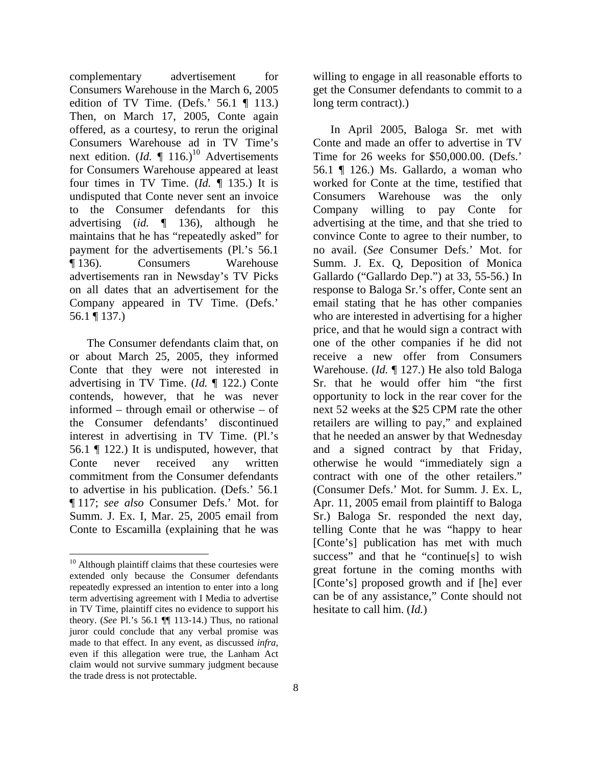complementary advertisement for Consumers Warehouse in the March 6, 2005 edition of TV Time. (Defs.' 56.1 ¶ 113.) Then, on March 17, 2005, Conte again offered, as a courtesy, to rerun the original Consumers Warehouse ad in TV Time's next edition. (*Id.* ¶ 116.)[10] Advertisements for Consumers Warehouse appeared at least four times in TV Time. (*Id.* ¶ 135.) It is undisputed that Conte never sent an invoice to the Consumer defendants for this advertising (*id.* ¶ 136), although he maintains that he has "repeatedly asked" for payment for the advertisements (Pl.'s 56.1 ¶ 136). Consumers Warehouse advertisements ran in Newsday's TV Picks on all dates that an advertisement for the Company appeared in TV Time. (Defs.' 56.1 ¶ 137.)

The Consumer defendants claim that, on or about March 25, 2005, they informed Conte that they were not interested in advertising in TV Time. (*Id.* ¶ 122.) Conte contends, however, that he was never informed – through email or otherwise – of the Consumer defendants' discontinued interest in advertising in TV Time. (Pl.'s 56.1 ¶ 122.) It is undisputed, however, that Conte never received any written commitment from the Consumer defendants to advertise in his publication. (Defs.' 56.1 ¶ 117; *see also* Consumer Defs.' Mot. for Summ. J. Ex. I, Mar. 25, 2005 email from Conte to Escamilla (explaining that he was willing to engage in all reasonable efforts to get the Consumer defendants to commit to a long term contract).)

In April 2005, Baloga Sr. met with Conte and made an offer to advertise in TV Time for 26 weeks for $50,000.00. (Defs.' 56.1 ¶ 126.) Ms. Gallardo, a woman who worked for Conte at the time, testified that Consumers Warehouse was the only Company willing to pay Conte for advertising at the time, and that she tried to convince Conte to agree to their number, to no avail. (*See* Consumer Defs.' Mot. for Summ. J. Ex. Q, Deposition of Monica Gallardo ("Gallardo Dep.") at 33, 55-56.) In response to Baloga Sr.'s offer, Conte sent an email stating that he has other companies who are interested in advertising for a higher price, and that he would sign a contract with one of the other companies if he did not receive a new offer from Consumers Warehouse. (*Id.* ¶ 127.) He also told Baloga Sr. that he would offer him "the first opportunity to lock in the rear cover for the next 52 weeks at the $25 CPM rate the other retailers are willing to pay," and explained that he needed an answer by that Wednesday and a signed contract by that Friday, otherwise he would "immediately sign a contract with one of the other retailers." (Consumer Defs.' Mot. for Summ. J. Ex. L, Apr. 11, 2005 email from plaintiff to Baloga Sr.) Baloga Sr. responded the next day, telling Conte that he was "happy to hear [Conte's] publication has met with much success" and that he "continue[s] to wish great fortune in the coming months with [Conte's] proposed growth and if [he] ever can be of any assistance," Conte should not hesitate to call him. (*Id.*)

---

[10] Although plaintiff claims that these courtesies were extended only because the Consumer defendants repeatedly expressed an intention to enter into a long term advertising agreement with I Media to advertise in TV Time, plaintiff cites no evidence to support his theory. (*See* Pl.'s 56.1 ¶¶ 113-14.) Thus, no rational juror could conclude that any verbal promise was made to that effect. In any event, as discussed *infra*, even if this allegation were true, the Lanham Act claim would not survive summary judgment because the trade dress is not protectable.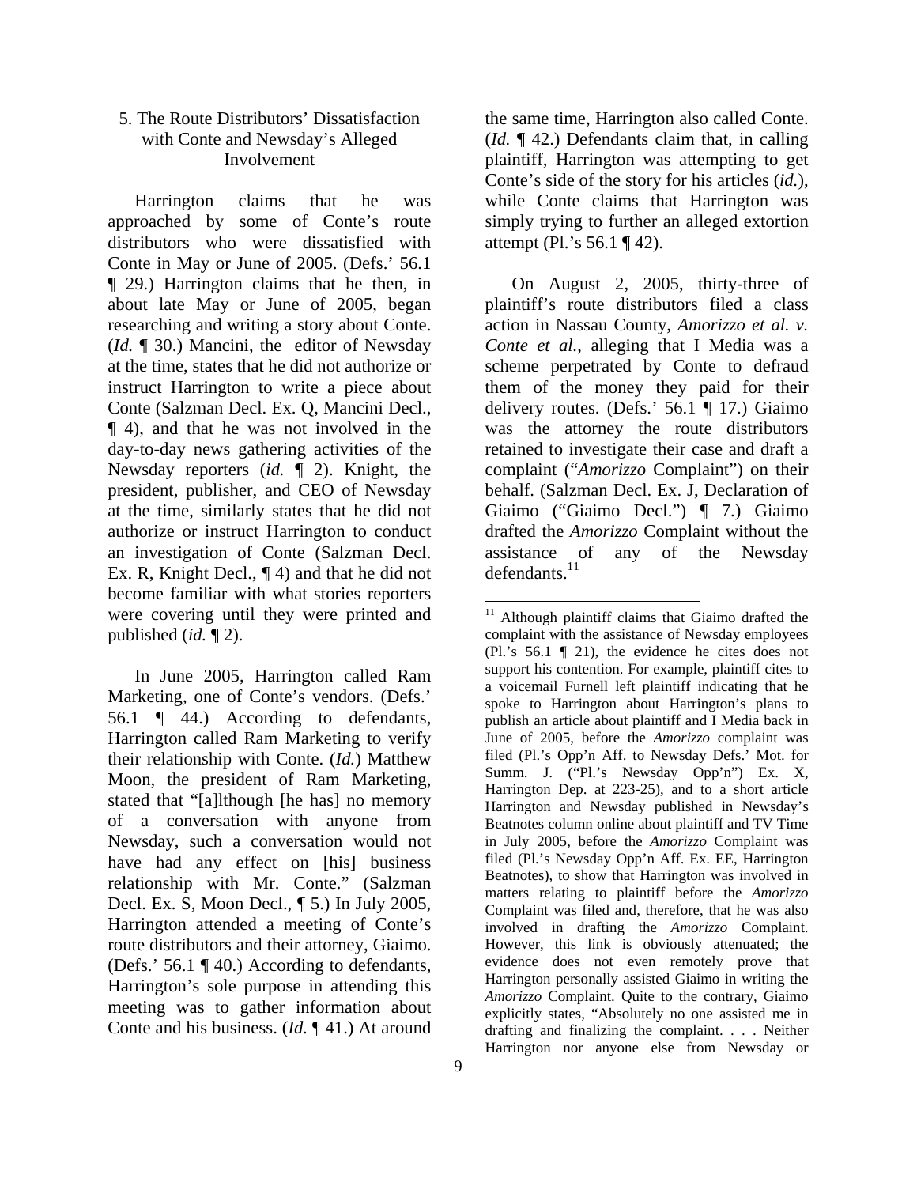### 5. The Route Distributors' Dissatisfaction with Conte and Newsday's Alleged Involvement

Harrington claims that he was approached by some of Conte's route distributors who were dissatisfied with Conte in May or June of 2005. (Defs.' 56.1 ¶ 29.) Harrington claims that he then, in about late May or June of 2005, began researching and writing a story about Conte. (*Id.* ¶ 30.) Mancini, the editor of Newsday at the time, states that he did not authorize or instruct Harrington to write a piece about Conte (Salzman Decl. Ex. Q, Mancini Decl., ¶ 4), and that he was not involved in the day-to-day news gathering activities of the Newsday reporters (*id.* ¶ 2). Knight, the president, publisher, and CEO of Newsday at the time, similarly states that he did not authorize or instruct Harrington to conduct an investigation of Conte (Salzman Decl. Ex. R, Knight Decl., ¶ 4) and that he did not become familiar with what stories reporters were covering until they were printed and published (*id.* ¶ 2).

In June 2005, Harrington called Ram Marketing, one of Conte's vendors. (Defs.' 56.1 ¶ 44.) According to defendants, Harrington called Ram Marketing to verify their relationship with Conte. (*Id.*) Matthew Moon, the president of Ram Marketing, stated that "[a]lthough [he has] no memory of a conversation with anyone from Newsday, such a conversation would not have had any effect on [his] business relationship with Mr. Conte." (Salzman Decl. Ex. S, Moon Decl., ¶ 5.) In July 2005, Harrington attended a meeting of Conte's route distributors and their attorney, Giaimo. (Defs.' 56.1 ¶ 40.) According to defendants, Harrington's sole purpose in attending this meeting was to gather information about Conte and his business. (*Id.* ¶ 41.) At around the same time, Harrington also called Conte. (*Id.* ¶ 42.) Defendants claim that, in calling plaintiff, Harrington was attempting to get Conte's side of the story for his articles (*id.*), while Conte claims that Harrington was simply trying to further an alleged extortion attempt (Pl.'s 56.1 ¶ 42).

On August 2, 2005, thirty-three of plaintiff's route distributors filed a class action in Nassau County, *Amorizzo et al. v. Conte et al.*, alleging that I Media was a scheme perpetrated by Conte to defraud them of the money they paid for their delivery routes. (Defs.' 56.1 ¶ 17.) Giaimo was the attorney the route distributors retained to investigate their case and draft a complaint ("*Amorizzo* Complaint") on their behalf. (Salzman Decl. Ex. J, Declaration of Giaimo ("Giaimo Decl.") ¶ 7.) Giaimo drafted the *Amorizzo* Complaint without the assistance of any of the Newsday defendants.[11]

[11] Although plaintiff claims that Giaimo drafted the complaint with the assistance of Newsday employees (Pl.'s 56.1 ¶ 21), the evidence he cites does not support his contention. For example, plaintiff cites to a voicemail Furnell left plaintiff indicating that he spoke to Harrington about Harrington's plans to publish an article about plaintiff and I Media back in June of 2005, before the *Amorizzo* complaint was filed (Pl.'s Opp'n Aff. to Newsday Defs.' Mot. for Summ. J. ("Pl.'s Newsday Opp'n") Ex. X, Harrington Dep. at 223-25), and to a short article Harrington and Newsday published in Newsday's Beatnotes column online about plaintiff and TV Time in July 2005, before the *Amorizzo* Complaint was filed (Pl.'s Newsday Opp'n Aff. Ex. EE, Harrington Beatnotes), to show that Harrington was involved in matters relating to plaintiff before the *Amorizzo* Complaint was filed and, therefore, that he was also involved in drafting the *Amorizzo* Complaint. However, this link is obviously attenuated; the evidence does not even remotely prove that Harrington personally assisted Giaimo in writing the *Amorizzo* Complaint. Quite to the contrary, Giaimo explicitly states, "Absolutely no one assisted me in drafting and finalizing the complaint. . . . Neither Harrington nor anyone else from Newsday or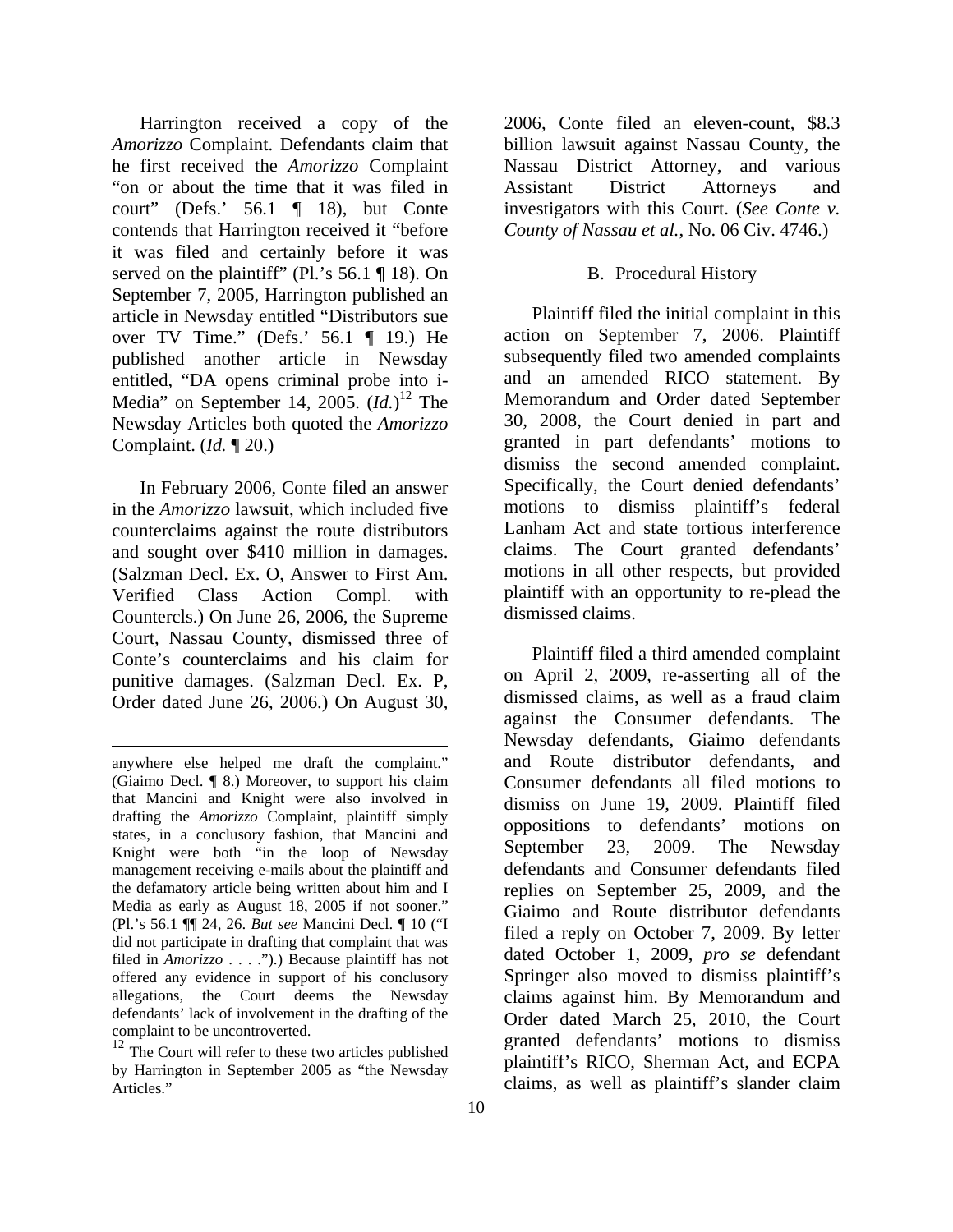Harrington received a copy of the *Amorizzo* Complaint. Defendants claim that he first received the *Amorizzo* Complaint "on or about the time that it was filed in court" (Defs.' 56.1 ¶ 18), but Conte contends that Harrington received it "before it was filed and certainly before it was served on the plaintiff" (Pl.'s 56.1 ¶ 18). On September 7, 2005, Harrington published an article in Newsday entitled "Distributors sue over TV Time." (Defs.' 56.1 ¶ 19.) He published another article in Newsday entitled, "DA opens criminal probe into i-Media" on September 14, 2005. (*Id.*)[12] The Newsday Articles both quoted the *Amorizzo* Complaint. (*Id.* ¶ 20.)

In February 2006, Conte filed an answer in the *Amorizzo* lawsuit, which included five counterclaims against the route distributors and sought over $410 million in damages. (Salzman Decl. Ex. O, Answer to First Am. Verified Class Action Compl. with Countercls.) On June 26, 2006, the Supreme Court, Nassau County, dismissed three of Conte's counterclaims and his claim for punitive damages. (Salzman Decl. Ex. P, Order dated June 26, 2006.) On August 30, 2006, Conte filed an eleven-count, $8.3 billion lawsuit against Nassau County, the Nassau District Attorney, and various Assistant District Attorneys and investigators with this Court. (*See Conte v. County of Nassau et al.*, No. 06 Civ. 4746.)

### B. Procedural History

Plaintiff filed the initial complaint in this action on September 7, 2006. Plaintiff subsequently filed two amended complaints and an amended RICO statement. By Memorandum and Order dated September 30, 2008, the Court denied in part and granted in part defendants' motions to dismiss the second amended complaint. Specifically, the Court denied defendants' motions to dismiss plaintiff's federal Lanham Act and state tortious interference claims. The Court granted defendants' motions in all other respects, but provided plaintiff with an opportunity to re-plead the dismissed claims.

Plaintiff filed a third amended complaint on April 2, 2009, re-asserting all of the dismissed claims, as well as a fraud claim against the Consumer defendants. The Newsday defendants, Giaimo defendants and Route distributor defendants, and Consumer defendants all filed motions to dismiss on June 19, 2009. Plaintiff filed oppositions to defendants' motions on September 23, 2009. The Newsday defendants and Consumer defendants filed replies on September 25, 2009, and the Giaimo and Route distributor defendants filed a reply on October 7, 2009. By letter dated October 1, 2009, *pro se* defendant Springer also moved to dismiss plaintiff's claims against him. By Memorandum and Order dated March 25, 2010, the Court granted defendants' motions to dismiss plaintiff's RICO, Sherman Act, and ECPA claims, as well as plaintiff's slander claim

---

anywhere else helped me draft the complaint." (Giaimo Decl. ¶ 8.) Moreover, to support his claim that Mancini and Knight were also involved in drafting the *Amorizzo* Complaint, plaintiff simply states, in a conclusory fashion, that Mancini and Knight were both "in the loop of Newsday management receiving e-mails about the plaintiff and the defamatory article being written about him and I Media as early as August 18, 2005 if not sooner." (Pl.'s 56.1 ¶¶ 24, 26. *But see* Mancini Decl. ¶ 10 ("I did not participate in drafting that complaint that was filed in *Amorizzo* . . . .").) Because plaintiff has not offered any evidence in support of his conclusory allegations, the Court deems the Newsday defendants' lack of involvement in the drafting of the complaint to be uncontroverted.

[12] The Court will refer to these two articles published by Harrington in September 2005 as "the Newsday Articles."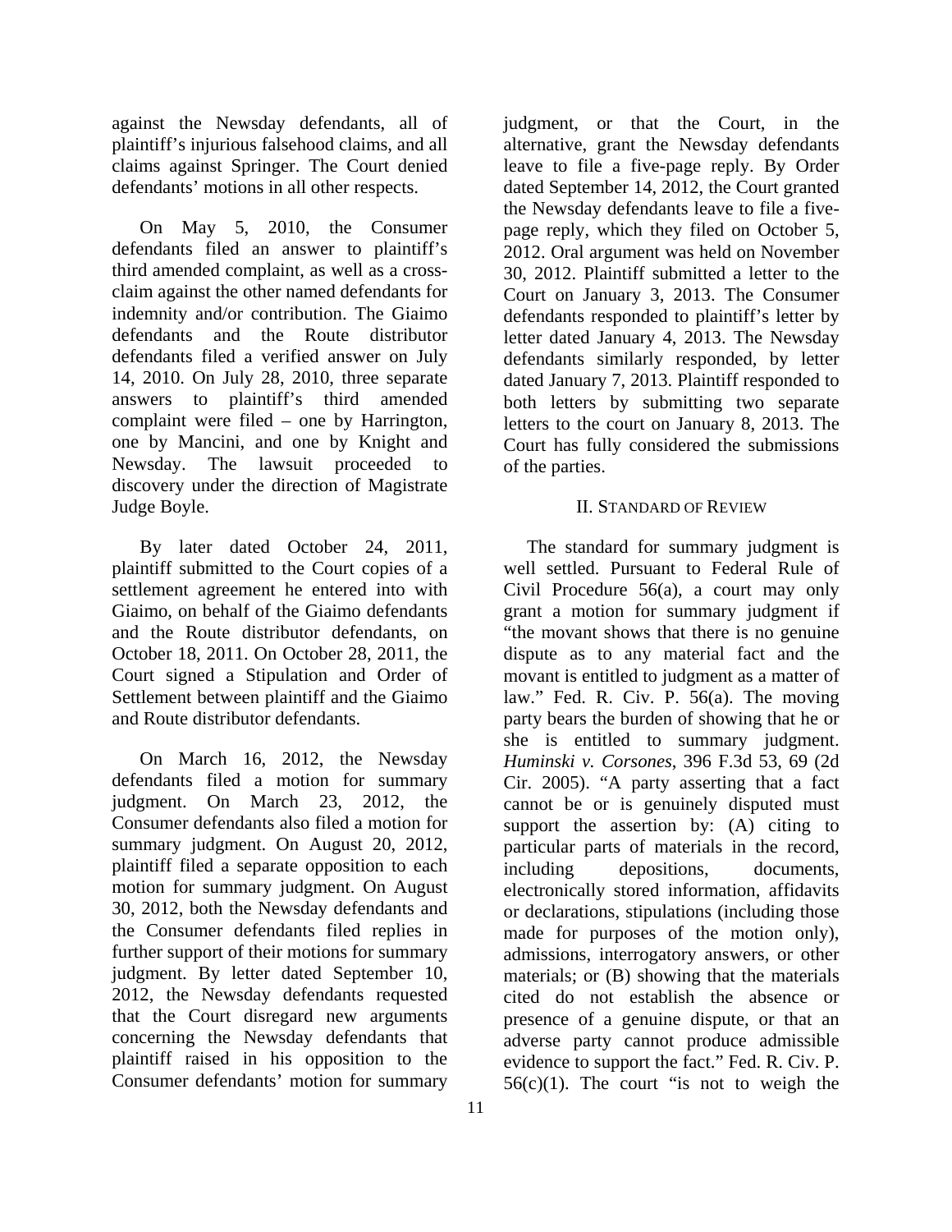against the Newsday defendants, all of plaintiff's injurious falsehood claims, and all claims against Springer. The Court denied defendants' motions in all other respects.

On May 5, 2010, the Consumer defendants filed an answer to plaintiff's third amended complaint, as well as a cross-claim against the other named defendants for indemnity and/or contribution. The Giaimo defendants and the Route distributor defendants filed a verified answer on July 14, 2010. On July 28, 2010, three separate answers to plaintiff's third amended complaint were filed – one by Harrington, one by Mancini, and one by Knight and Newsday. The lawsuit proceeded to discovery under the direction of Magistrate Judge Boyle.

By later dated October 24, 2011, plaintiff submitted to the Court copies of a settlement agreement he entered into with Giaimo, on behalf of the Giaimo defendants and the Route distributor defendants, on October 18, 2011. On October 28, 2011, the Court signed a Stipulation and Order of Settlement between plaintiff and the Giaimo and Route distributor defendants.

On March 16, 2012, the Newsday defendants filed a motion for summary judgment. On March 23, 2012, the Consumer defendants also filed a motion for summary judgment. On August 20, 2012, plaintiff filed a separate opposition to each motion for summary judgment. On August 30, 2012, both the Newsday defendants and the Consumer defendants filed replies in further support of their motions for summary judgment. By letter dated September 10, 2012, the Newsday defendants requested that the Court disregard new arguments concerning the Newsday defendants that plaintiff raised in his opposition to the Consumer defendants' motion for summary judgment, or that the Court, in the alternative, grant the Newsday defendants leave to file a five-page reply. By Order dated September 14, 2012, the Court granted the Newsday defendants leave to file a five-page reply, which they filed on October 5, 2012. Oral argument was held on November 30, 2012. Plaintiff submitted a letter to the Court on January 3, 2013. The Consumer defendants responded to plaintiff's letter by letter dated January 4, 2013. The Newsday defendants similarly responded, by letter dated January 7, 2013. Plaintiff responded to both letters by submitting two separate letters to the court on January 8, 2013. The Court has fully considered the submissions of the parties.

## II. STANDARD OF REVIEW

The standard for summary judgment is well settled. Pursuant to Federal Rule of Civil Procedure 56(a), a court may only grant a motion for summary judgment if "the movant shows that there is no genuine dispute as to any material fact and the movant is entitled to judgment as a matter of law." Fed. R. Civ. P. 56(a). The moving party bears the burden of showing that he or she is entitled to summary judgment. *Huminski v. Corsones*, 396 F.3d 53, 69 (2d Cir. 2005). "A party asserting that a fact cannot be or is genuinely disputed must support the assertion by: (A) citing to particular parts of materials in the record, including depositions, documents, electronically stored information, affidavits or declarations, stipulations (including those made for purposes of the motion only), admissions, interrogatory answers, or other materials; or (B) showing that the materials cited do not establish the absence or presence of a genuine dispute, or that an adverse party cannot produce admissible evidence to support the fact." Fed. R. Civ. P. 56(c)(1). The court "is not to weigh the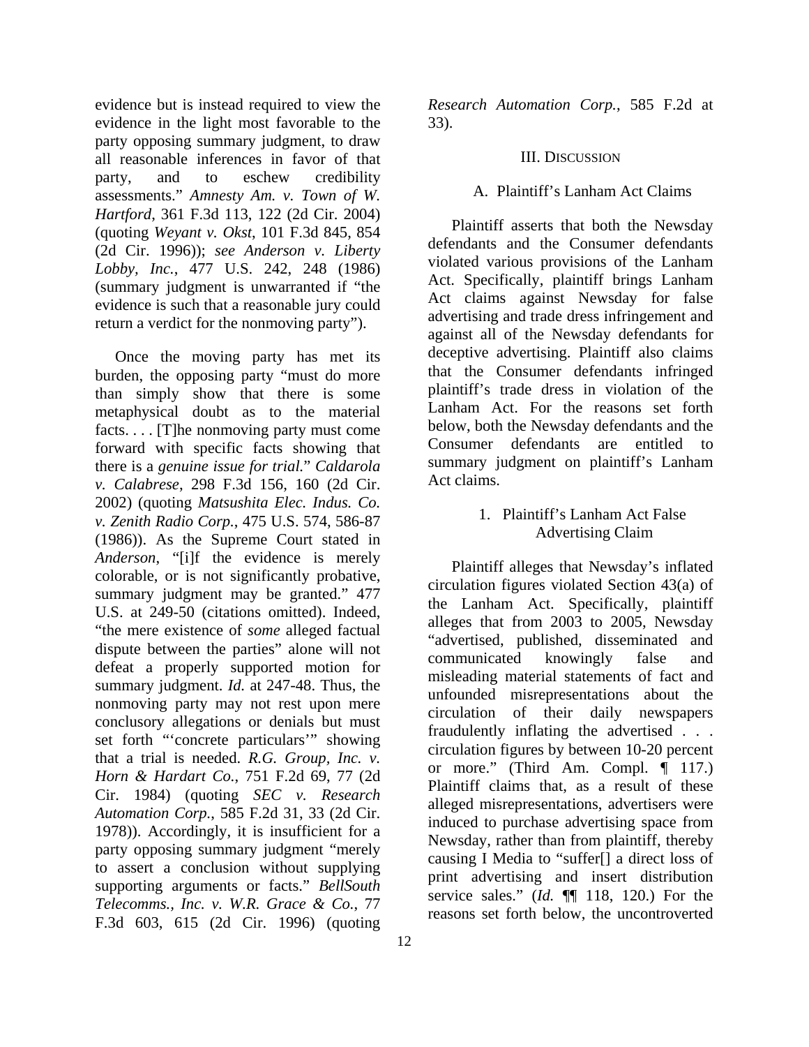evidence but is instead required to view the evidence in the light most favorable to the party opposing summary judgment, to draw all reasonable inferences in favor of that party, and to eschew credibility assessments." *Amnesty Am. v. Town of W. Hartford*, 361 F.3d 113, 122 (2d Cir. 2004) (quoting *Weyant v. Okst*, 101 F.3d 845, 854 (2d Cir. 1996)); *see Anderson v. Liberty Lobby, Inc.*, 477 U.S. 242, 248 (1986) (summary judgment is unwarranted if "the evidence is such that a reasonable jury could return a verdict for the nonmoving party").

Once the moving party has met its burden, the opposing party "must do more than simply show that there is some metaphysical doubt as to the material facts. . . . [T]he nonmoving party must come forward with specific facts showing that there is a *genuine issue for trial.*" *Caldarola v. Calabrese*, 298 F.3d 156, 160 (2d Cir. 2002) (quoting *Matsushita Elec. Indus. Co. v. Zenith Radio Corp.*, 475 U.S. 574, 586-87 (1986)). As the Supreme Court stated in *Anderson*, "[i]f the evidence is merely colorable, or is not significantly probative, summary judgment may be granted." 477 U.S. at 249-50 (citations omitted). Indeed, "the mere existence of *some* alleged factual dispute between the parties" alone will not defeat a properly supported motion for summary judgment. *Id.* at 247-48. Thus, the nonmoving party may not rest upon mere conclusory allegations or denials but must set forth "'concrete particulars'" showing that a trial is needed. *R.G. Group, Inc. v. Horn & Hardart Co.*, 751 F.2d 69, 77 (2d Cir. 1984) (quoting *SEC v. Research Automation Corp.*, 585 F.2d 31, 33 (2d Cir. 1978)). Accordingly, it is insufficient for a party opposing summary judgment "merely to assert a conclusion without supplying supporting arguments or facts." *BellSouth Telecomms., Inc. v. W.R. Grace & Co.*, 77 F.3d 603, 615 (2d Cir. 1996) (quoting *Research Automation Corp.*, 585 F.2d at 33).

## III. Discussion

### A. Plaintiff's Lanham Act Claims

Plaintiff asserts that both the Newsday defendants and the Consumer defendants violated various provisions of the Lanham Act. Specifically, plaintiff brings Lanham Act claims against Newsday for false advertising and trade dress infringement and against all of the Newsday defendants for deceptive advertising. Plaintiff also claims that the Consumer defendants infringed plaintiff's trade dress in violation of the Lanham Act. For the reasons set forth below, both the Newsday defendants and the Consumer defendants are entitled to summary judgment on plaintiff's Lanham Act claims.

#### 1. Plaintiff's Lanham Act False Advertising Claim

Plaintiff alleges that Newsday's inflated circulation figures violated Section 43(a) of the Lanham Act. Specifically, plaintiff alleges that from 2003 to 2005, Newsday "advertised, published, disseminated and communicated knowingly false and misleading material statements of fact and unfounded misrepresentations about the circulation of their daily newspapers fraudulently inflating the advertised . . . circulation figures by between 10-20 percent or more." (Third Am. Compl. ¶ 117.) Plaintiff claims that, as a result of these alleged misrepresentations, advertisers were induced to purchase advertising space from Newsday, rather than from plaintiff, thereby causing I Media to "suffer[] a direct loss of print advertising and insert distribution service sales." (*Id.* ¶¶ 118, 120.) For the reasons set forth below, the uncontroverted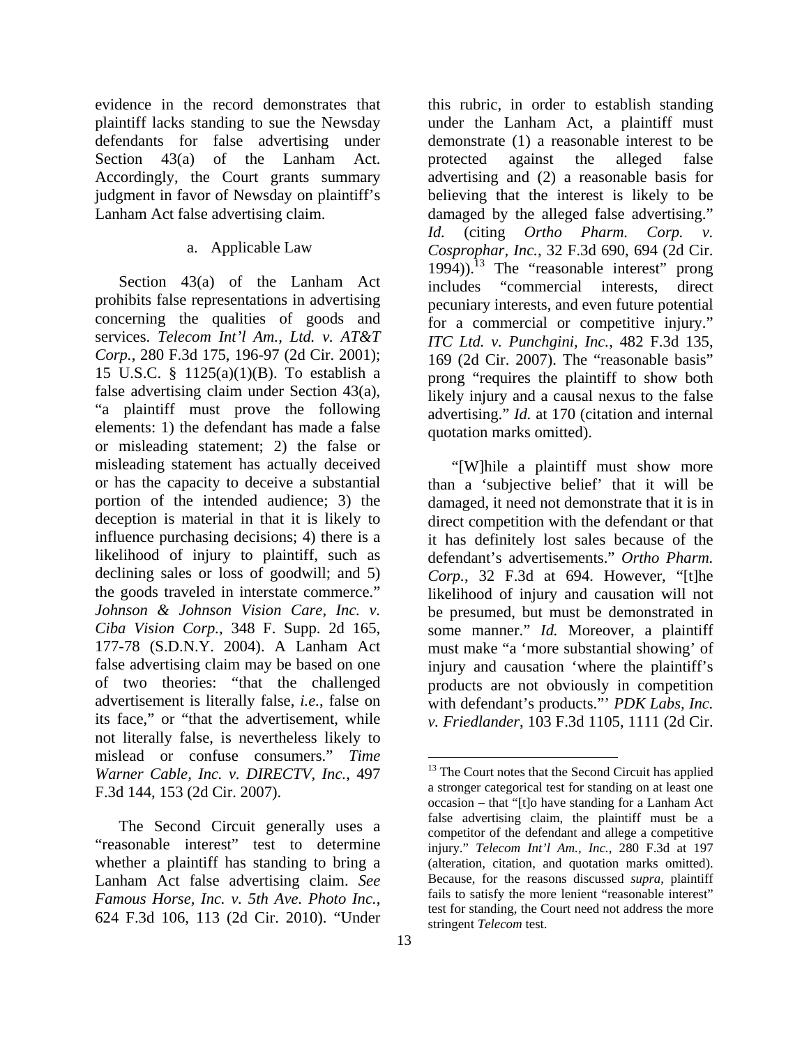evidence in the record demonstrates that plaintiff lacks standing to sue the Newsday defendants for false advertising under Section 43(a) of the Lanham Act. Accordingly, the Court grants summary judgment in favor of Newsday on plaintiff's Lanham Act false advertising claim.

a. Applicable Law

Section 43(a) of the Lanham Act prohibits false representations in advertising concerning the qualities of goods and services. *Telecom Int'l Am., Ltd. v. AT&T Corp.*, 280 F.3d 175, 196-97 (2d Cir. 2001); 15 U.S.C. § 1125(a)(1)(B). To establish a false advertising claim under Section 43(a), "a plaintiff must prove the following elements: 1) the defendant has made a false or misleading statement; 2) the false or misleading statement has actually deceived or has the capacity to deceive a substantial portion of the intended audience; 3) the deception is material in that it is likely to influence purchasing decisions; 4) there is a likelihood of injury to plaintiff, such as declining sales or loss of goodwill; and 5) the goods traveled in interstate commerce." *Johnson & Johnson Vision Care, Inc. v. Ciba Vision Corp.*, 348 F. Supp. 2d 165, 177-78 (S.D.N.Y. 2004). A Lanham Act false advertising claim may be based on one of two theories: "that the challenged advertisement is literally false, *i.e.*, false on its face," or "that the advertisement, while not literally false, is nevertheless likely to mislead or confuse consumers." *Time Warner Cable, Inc. v. DIRECTV, Inc.*, 497 F.3d 144, 153 (2d Cir. 2007).

The Second Circuit generally uses a "reasonable interest" test to determine whether a plaintiff has standing to bring a Lanham Act false advertising claim. *See Famous Horse, Inc. v. 5th Ave. Photo Inc.*, 624 F.3d 106, 113 (2d Cir. 2010). "Under this rubric, in order to establish standing under the Lanham Act, a plaintiff must demonstrate (1) a reasonable interest to be protected against the alleged false advertising and (2) a reasonable basis for believing that the interest is likely to be damaged by the alleged false advertising." *Id.* (citing *Ortho Pharm. Corp. v. Cosprophar, Inc.*, 32 F.3d 690, 694 (2d Cir. 1994)).[13] The "reasonable interest" prong includes "commercial interests, direct pecuniary interests, and even future potential for a commercial or competitive injury." *ITC Ltd. v. Punchgini, Inc.*, 482 F.3d 135, 169 (2d Cir. 2007). The "reasonable basis" prong "requires the plaintiff to show both likely injury and a causal nexus to the false advertising." *Id.* at 170 (citation and internal quotation marks omitted).

"[W]hile a plaintiff must show more than a 'subjective belief' that it will be damaged, it need not demonstrate that it is in direct competition with the defendant or that it has definitely lost sales because of the defendant's advertisements." *Ortho Pharm. Corp.*, 32 F.3d at 694. However, "[t]he likelihood of injury and causation will not be presumed, but must be demonstrated in some manner." *Id.* Moreover, a plaintiff must make "a 'more substantial showing' of injury and causation 'where the plaintiff's products are not obviously in competition with defendant's products."' *PDK Labs, Inc. v. Friedlander*, 103 F.3d 1105, 1111 (2d Cir.

[13] The Court notes that the Second Circuit has applied a stronger categorical test for standing on at least one occasion – that "[t]o have standing for a Lanham Act false advertising claim, the plaintiff must be a competitor of the defendant and allege a competitive injury." *Telecom Int'l Am., Inc.*, 280 F.3d at 197 (alteration, citation, and quotation marks omitted). Because, for the reasons discussed *supra*, plaintiff fails to satisfy the more lenient "reasonable interest" test for standing, the Court need not address the more stringent *Telecom* test.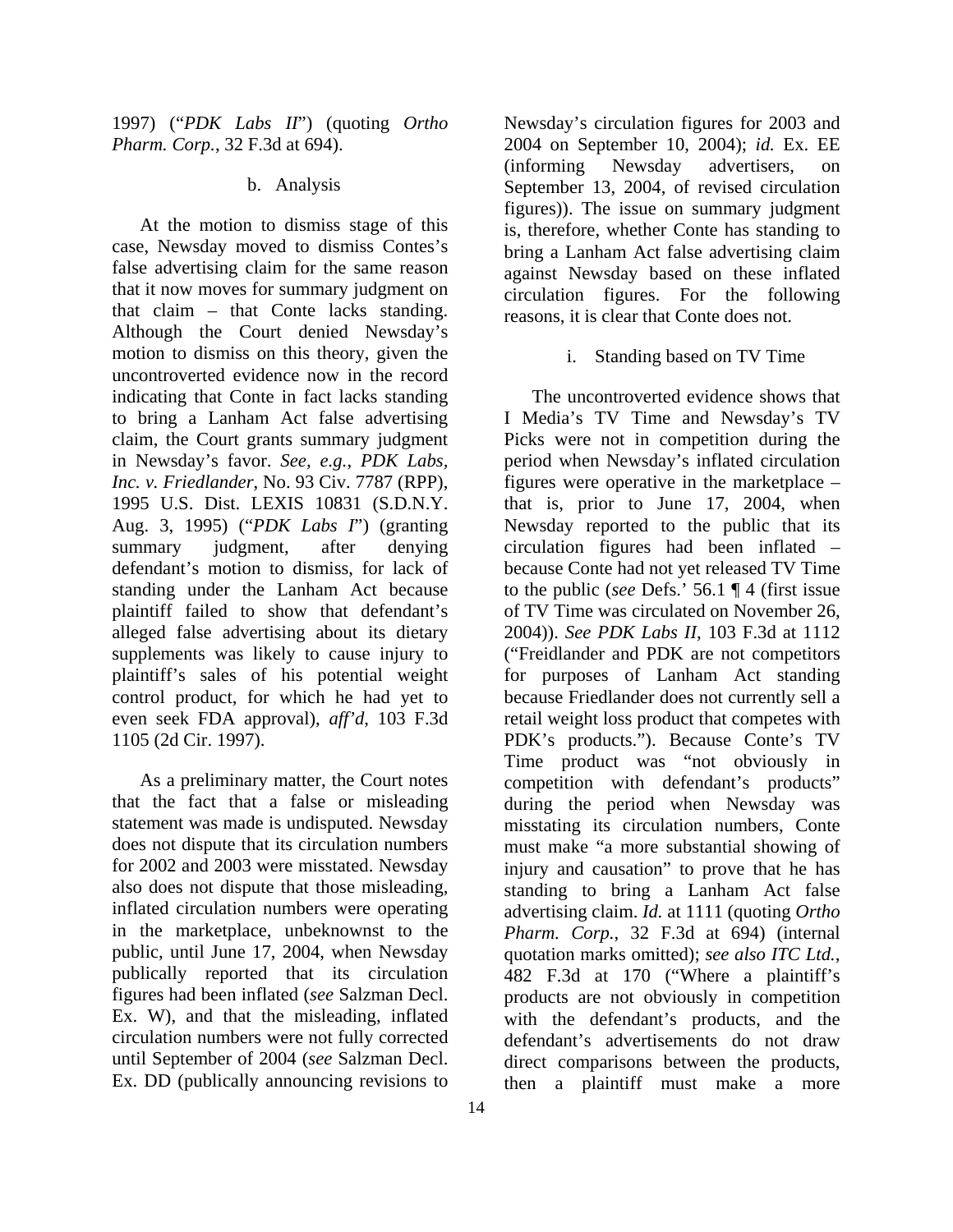1997) ("*PDK Labs II*") (quoting *Ortho Pharm. Corp.*, 32 F.3d at 694).

b. Analysis

At the motion to dismiss stage of this case, Newsday moved to dismiss Contes's false advertising claim for the same reason that it now moves for summary judgment on that claim – that Conte lacks standing. Although the Court denied Newsday's motion to dismiss on this theory, given the uncontroverted evidence now in the record indicating that Conte in fact lacks standing to bring a Lanham Act false advertising claim, the Court grants summary judgment in Newsday's favor. *See, e.g.*, *PDK Labs, Inc. v. Friedlander*, No. 93 Civ. 7787 (RPP), 1995 U.S. Dist. LEXIS 10831 (S.D.N.Y. Aug. 3, 1995) ("*PDK Labs I*") (granting summary judgment, after denying defendant's motion to dismiss, for lack of standing under the Lanham Act because plaintiff failed to show that defendant's alleged false advertising about its dietary supplements was likely to cause injury to plaintiff's sales of his potential weight control product, for which he had yet to even seek FDA approval), *aff'd*, 103 F.3d 1105 (2d Cir. 1997).

As a preliminary matter, the Court notes that the fact that a false or misleading statement was made is undisputed. Newsday does not dispute that its circulation numbers for 2002 and 2003 were misstated. Newsday also does not dispute that those misleading, inflated circulation numbers were operating in the marketplace, unbeknownst to the public, until June 17, 2004, when Newsday publically reported that its circulation figures had been inflated (*see* Salzman Decl. Ex. W), and that the misleading, inflated circulation numbers were not fully corrected until September of 2004 (*see* Salzman Decl. Ex. DD (publically announcing revisions to Newsday's circulation figures for 2003 and 2004 on September 10, 2004); *id.* Ex. EE (informing Newsday advertisers, on September 13, 2004, of revised circulation figures)). The issue on summary judgment is, therefore, whether Conte has standing to bring a Lanham Act false advertising claim against Newsday based on these inflated circulation figures. For the following reasons, it is clear that Conte does not.

i. Standing based on TV Time

The uncontroverted evidence shows that I Media's TV Time and Newsday's TV Picks were not in competition during the period when Newsday's inflated circulation figures were operative in the marketplace – that is, prior to June 17, 2004, when Newsday reported to the public that its circulation figures had been inflated – because Conte had not yet released TV Time to the public (*see* Defs.' 56.1 ¶ 4 (first issue of TV Time was circulated on November 26, 2004)). *See PDK Labs II*, 103 F.3d at 1112 ("Freidlander and PDK are not competitors for purposes of Lanham Act standing because Friedlander does not currently sell a retail weight loss product that competes with PDK's products."). Because Conte's TV Time product was "not obviously in competition with defendant's products" during the period when Newsday was misstating its circulation numbers, Conte must make "a more substantial showing of injury and causation" to prove that he has standing to bring a Lanham Act false advertising claim. *Id.* at 1111 (quoting *Ortho Pharm. Corp.*, 32 F.3d at 694) (internal quotation marks omitted); *see also ITC Ltd.*, 482 F.3d at 170 ("Where a plaintiff's products are not obviously in competition with the defendant's products, and the defendant's advertisements do not draw direct comparisons between the products, then a plaintiff must make a more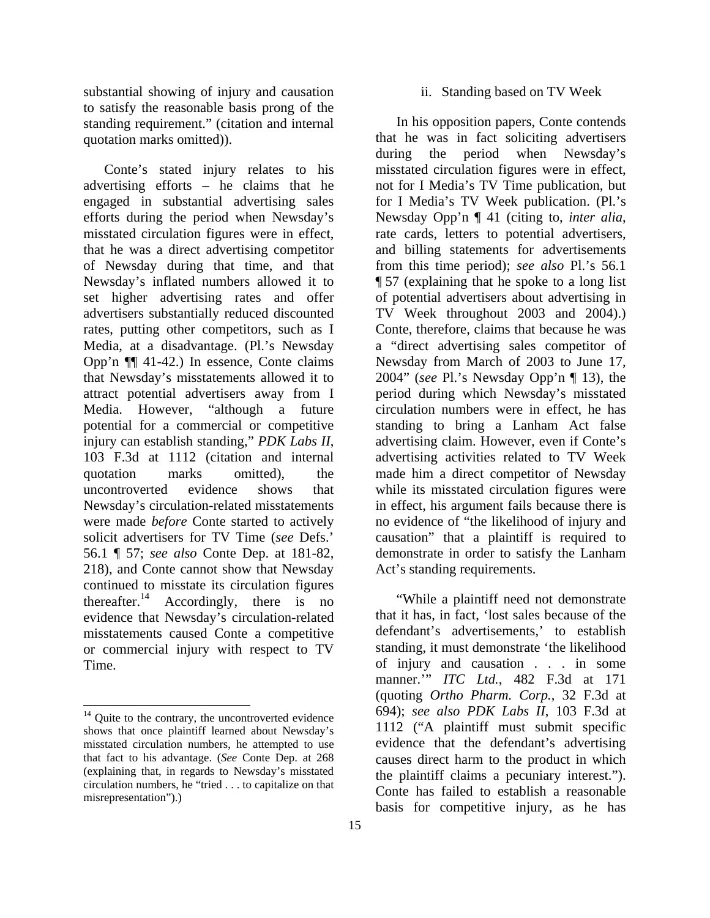substantial showing of injury and causation to satisfy the reasonable basis prong of the standing requirement." (citation and internal quotation marks omitted)).

Conte's stated injury relates to his advertising efforts – he claims that he engaged in substantial advertising sales efforts during the period when Newsday's misstated circulation figures were in effect, that he was a direct advertising competitor of Newsday during that time, and that Newsday's inflated numbers allowed it to set higher advertising rates and offer advertisers substantially reduced discounted rates, putting other competitors, such as I Media, at a disadvantage. (Pl.'s Newsday Opp'n ¶¶ 41-42.) In essence, Conte claims that Newsday's misstatements allowed it to attract potential advertisers away from I Media. However, "although a future potential for a commercial or competitive injury can establish standing," *PDK Labs II*, 103 F.3d at 1112 (citation and internal quotation marks omitted), the uncontroverted evidence shows that Newsday's circulation-related misstatements were made *before* Conte started to actively solicit advertisers for TV Time (*see* Defs.' 56.1 ¶ 57; *see also* Conte Dep. at 181-82, 218), and Conte cannot show that Newsday continued to misstate its circulation figures thereafter.[14] Accordingly, there is no evidence that Newsday's circulation-related misstatements caused Conte a competitive or commercial injury with respect to TV Time.

[14] Quite to the contrary, the uncontroverted evidence shows that once plaintiff learned about Newsday's misstated circulation numbers, he attempted to use that fact to his advantage. (*See* Conte Dep. at 268 (explaining that, in regards to Newsday's misstated circulation numbers, he "tried . . . to capitalize on that misrepresentation").)

ii. Standing based on TV Week

In his opposition papers, Conte contends that he was in fact soliciting advertisers during the period when Newsday's misstated circulation figures were in effect, not for I Media's TV Time publication, but for I Media's TV Week publication. (Pl.'s Newsday Opp'n ¶ 41 (citing to, *inter alia*, rate cards, letters to potential advertisers, and billing statements for advertisements from this time period); *see also* Pl.'s 56.1 ¶ 57 (explaining that he spoke to a long list of potential advertisers about advertising in TV Week throughout 2003 and 2004).) Conte, therefore, claims that because he was a "direct advertising sales competitor of Newsday from March of 2003 to June 17, 2004" (*see* Pl.'s Newsday Opp'n ¶ 13), the period during which Newsday's misstated circulation numbers were in effect, he has standing to bring a Lanham Act false advertising claim. However, even if Conte's advertising activities related to TV Week made him a direct competitor of Newsday while its misstated circulation figures were in effect, his argument fails because there is no evidence of "the likelihood of injury and causation" that a plaintiff is required to demonstrate in order to satisfy the Lanham Act's standing requirements.

"While a plaintiff need not demonstrate that it has, in fact, 'lost sales because of the defendant's advertisements,' to establish standing, it must demonstrate 'the likelihood of injury and causation . . . in some manner.'" *ITC Ltd.*, 482 F.3d at 171 (quoting *Ortho Pharm. Corp.*, 32 F.3d at 694); *see also PDK Labs II*, 103 F.3d at 1112 ("A plaintiff must submit specific evidence that the defendant's advertising causes direct harm to the product in which the plaintiff claims a pecuniary interest."). Conte has failed to establish a reasonable basis for competitive injury, as he has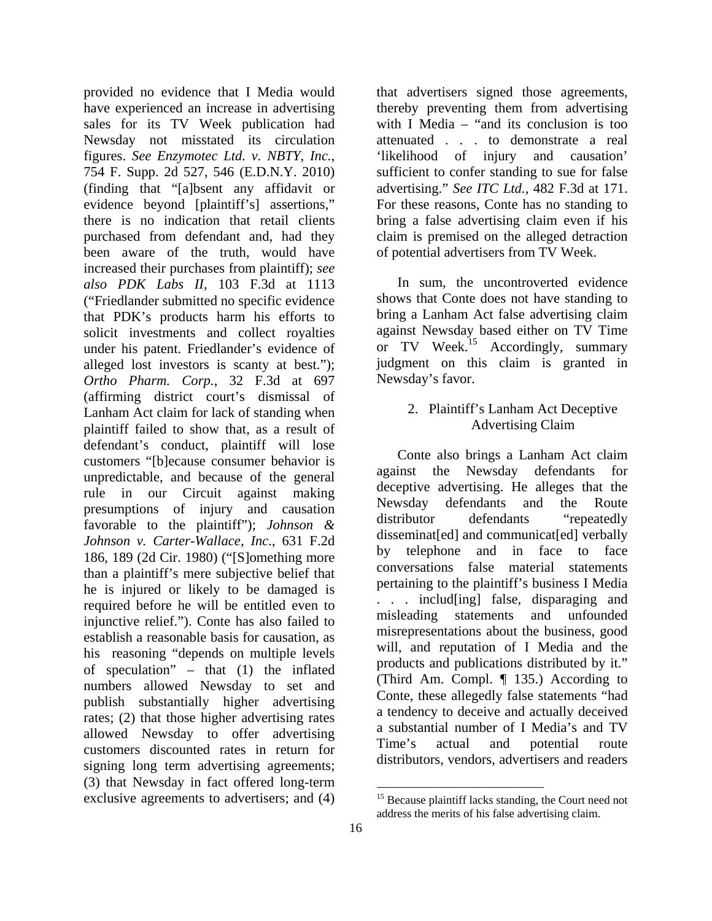provided no evidence that I Media would have experienced an increase in advertising sales for its TV Week publication had Newsday not misstated its circulation figures. *See Enzymotec Ltd. v. NBTY, Inc.*, 754 F. Supp. 2d 527, 546 (E.D.N.Y. 2010) (finding that "[a]bsent any affidavit or evidence beyond [plaintiff's] assertions," there is no indication that retail clients purchased from defendant and, had they been aware of the truth, would have increased their purchases from plaintiff); *see also PDK Labs II*, 103 F.3d at 1113 ("Friedlander submitted no specific evidence that PDK's products harm his efforts to solicit investments and collect royalties under his patent. Friedlander's evidence of alleged lost investors is scanty at best."); *Ortho Pharm. Corp.*, 32 F.3d at 697 (affirming district court's dismissal of Lanham Act claim for lack of standing when plaintiff failed to show that, as a result of defendant's conduct, plaintiff will lose customers "[b]ecause consumer behavior is unpredictable, and because of the general rule in our Circuit against making presumptions of injury and causation favorable to the plaintiff"); *Johnson & Johnson v. Carter-Wallace, Inc.*, 631 F.2d 186, 189 (2d Cir. 1980) ("[S]omething more than a plaintiff's mere subjective belief that he is injured or likely to be damaged is required before he will be entitled even to injunctive relief."). Conte has also failed to establish a reasonable basis for causation, as his reasoning "depends on multiple levels of speculation" – that (1) the inflated numbers allowed Newsday to set and publish substantially higher advertising rates; (2) that those higher advertising rates allowed Newsday to offer advertising customers discounted rates in return for signing long term advertising agreements; (3) that Newsday in fact offered long-term exclusive agreements to advertisers; and (4) that advertisers signed those agreements, thereby preventing them from advertising with I Media – "and its conclusion is too attenuated . . . to demonstrate a real 'likelihood of injury and causation' sufficient to confer standing to sue for false advertising." *See ITC Ltd.*, 482 F.3d at 171. For these reasons, Conte has no standing to bring a false advertising claim even if his claim is premised on the alleged detraction of potential advertisers from TV Week.

In sum, the uncontroverted evidence shows that Conte does not have standing to bring a Lanham Act false advertising claim against Newsday based either on TV Time or TV Week.[15] Accordingly, summary judgment on this claim is granted in Newsday's favor.

### 2. Plaintiff's Lanham Act Deceptive Advertising Claim

Conte also brings a Lanham Act claim against the Newsday defendants for deceptive advertising. He alleges that the Newsday defendants and the Route distributor defendants "repeatedly disseminat[ed] and communicat[ed] verbally by telephone and in face to face conversations false material statements pertaining to the plaintiff's business I Media . . . includ[ing] false, disparaging and misleading statements and unfounded misrepresentations about the business, good will, and reputation of I Media and the products and publications distributed by it." (Third Am. Compl. ¶ 135.) According to Conte, these allegedly false statements "had a tendency to deceive and actually deceived a substantial number of I Media's and TV Time's actual and potential route distributors, vendors, advertisers and readers

---

[15] Because plaintiff lacks standing, the Court need not address the merits of his false advertising claim.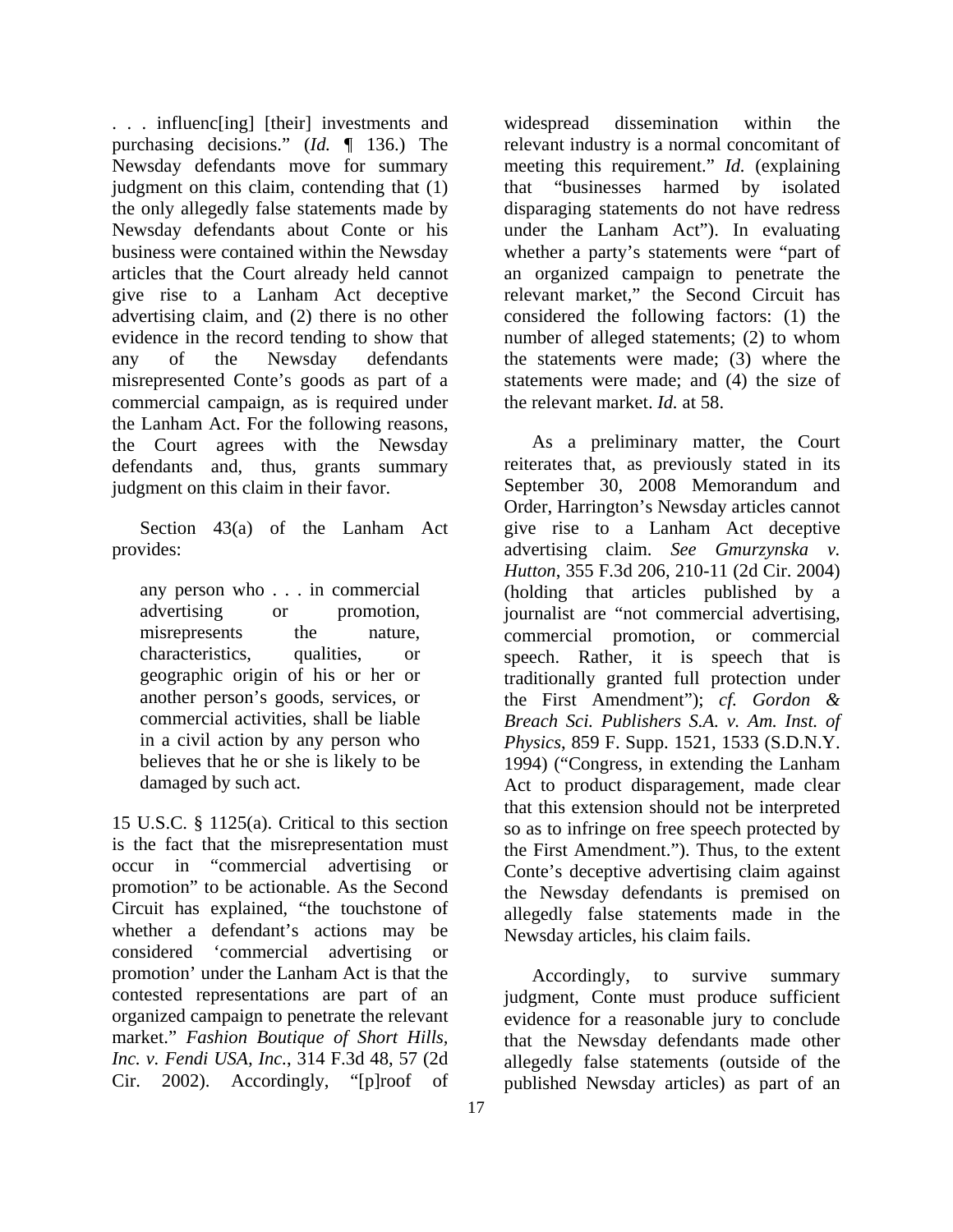. . . influenc[ing] [their] investments and purchasing decisions." (*Id.* ¶ 136.) The Newsday defendants move for summary judgment on this claim, contending that (1) the only allegedly false statements made by Newsday defendants about Conte or his business were contained within the Newsday articles that the Court already held cannot give rise to a Lanham Act deceptive advertising claim, and (2) there is no other evidence in the record tending to show that any of the Newsday defendants misrepresented Conte's goods as part of a commercial campaign, as is required under the Lanham Act. For the following reasons, the Court agrees with the Newsday defendants and, thus, grants summary judgment on this claim in their favor.

Section 43(a) of the Lanham Act provides:

> any person who . . . in commercial advertising or promotion, misrepresents the nature, characteristics, qualities, or geographic origin of his or her or another person's goods, services, or commercial activities, shall be liable in a civil action by any person who believes that he or she is likely to be damaged by such act.

15 U.S.C. § 1125(a). Critical to this section is the fact that the misrepresentation must occur in "commercial advertising or promotion" to be actionable. As the Second Circuit has explained, "the touchstone of whether a defendant's actions may be considered 'commercial advertising or promotion' under the Lanham Act is that the contested representations are part of an organized campaign to penetrate the relevant market." *Fashion Boutique of Short Hills, Inc. v. Fendi USA, Inc.*, 314 F.3d 48, 57 (2d Cir. 2002). Accordingly, "[p]roof of widespread dissemination within the relevant industry is a normal concomitant of meeting this requirement." *Id.* (explaining that "businesses harmed by isolated disparaging statements do not have redress under the Lanham Act"). In evaluating whether a party's statements were "part of an organized campaign to penetrate the relevant market," the Second Circuit has considered the following factors: (1) the number of alleged statements; (2) to whom the statements were made; (3) where the statements were made; and (4) the size of the relevant market. *Id.* at 58.

As a preliminary matter, the Court reiterates that, as previously stated in its September 30, 2008 Memorandum and Order, Harrington's Newsday articles cannot give rise to a Lanham Act deceptive advertising claim. *See Gmurzynska v. Hutton*, 355 F.3d 206, 210-11 (2d Cir. 2004) (holding that articles published by a journalist are "not commercial advertising, commercial promotion, or commercial speech. Rather, it is speech that is traditionally granted full protection under the First Amendment"); *cf. Gordon & Breach Sci. Publishers S.A. v. Am. Inst. of Physics*, 859 F. Supp. 1521, 1533 (S.D.N.Y. 1994) ("Congress, in extending the Lanham Act to product disparagement, made clear that this extension should not be interpreted so as to infringe on free speech protected by the First Amendment."). Thus, to the extent Conte's deceptive advertising claim against the Newsday defendants is premised on allegedly false statements made in the Newsday articles, his claim fails.

Accordingly, to survive summary judgment, Conte must produce sufficient evidence for a reasonable jury to conclude that the Newsday defendants made other allegedly false statements (outside of the published Newsday articles) as part of an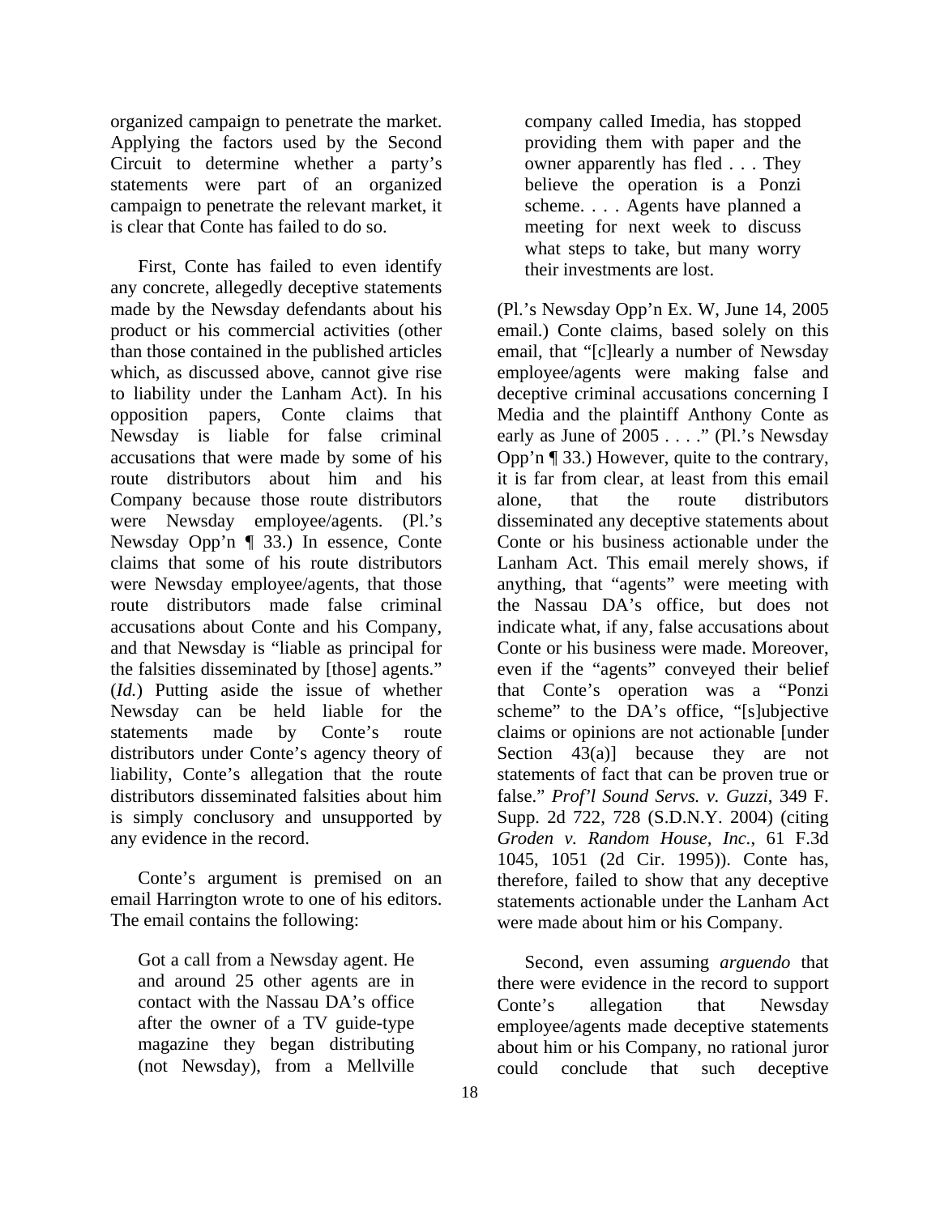organized campaign to penetrate the market. Applying the factors used by the Second Circuit to determine whether a party's statements were part of an organized campaign to penetrate the relevant market, it is clear that Conte has failed to do so.

First, Conte has failed to even identify any concrete, allegedly deceptive statements made by the Newsday defendants about his product or his commercial activities (other than those contained in the published articles which, as discussed above, cannot give rise to liability under the Lanham Act). In his opposition papers, Conte claims that Newsday is liable for false criminal accusations that were made by some of his route distributors about him and his Company because those route distributors were Newsday employee/agents. (Pl.'s Newsday Opp'n ¶ 33.) In essence, Conte claims that some of his route distributors were Newsday employee/agents, that those route distributors made false criminal accusations about Conte and his Company, and that Newsday is "liable as principal for the falsities disseminated by [those] agents." (*Id.*) Putting aside the issue of whether Newsday can be held liable for the statements made by Conte's route distributors under Conte's agency theory of liability, Conte's allegation that the route distributors disseminated falsities about him is simply conclusory and unsupported by any evidence in the record.

Conte's argument is premised on an email Harrington wrote to one of his editors. The email contains the following:

> Got a call from a Newsday agent. He and around 25 other agents are in contact with the Nassau DA's office after the owner of a TV guide-type magazine they began distributing (not Newsday), from a Mellville company called Imedia, has stopped providing them with paper and the owner apparently has fled . . . They believe the operation is a Ponzi scheme. . . . Agents have planned a meeting for next week to discuss what steps to take, but many worry their investments are lost.

(Pl.'s Newsday Opp'n Ex. W, June 14, 2005 email.) Conte claims, based solely on this email, that "[c]learly a number of Newsday employee/agents were making false and deceptive criminal accusations concerning I Media and the plaintiff Anthony Conte as early as June of 2005 . . . ." (Pl.'s Newsday Opp'n ¶ 33.) However, quite to the contrary, it is far from clear, at least from this email alone, that the route distributors disseminated any deceptive statements about Conte or his business actionable under the Lanham Act. This email merely shows, if anything, that "agents" were meeting with the Nassau DA's office, but does not indicate what, if any, false accusations about Conte or his business were made. Moreover, even if the "agents" conveyed their belief that Conte's operation was a "Ponzi scheme" to the DA's office, "[s]ubjective claims or opinions are not actionable [under Section 43(a)] because they are not statements of fact that can be proven true or false." *Prof'l Sound Servs. v. Guzzi*, 349 F. Supp. 2d 722, 728 (S.D.N.Y. 2004) (citing *Groden v. Random House, Inc.*, 61 F.3d 1045, 1051 (2d Cir. 1995)). Conte has, therefore, failed to show that any deceptive statements actionable under the Lanham Act were made about him or his Company.

Second, even assuming *arguendo* that there were evidence in the record to support Conte's allegation that Newsday employee/agents made deceptive statements about him or his Company, no rational juror could conclude that such deceptive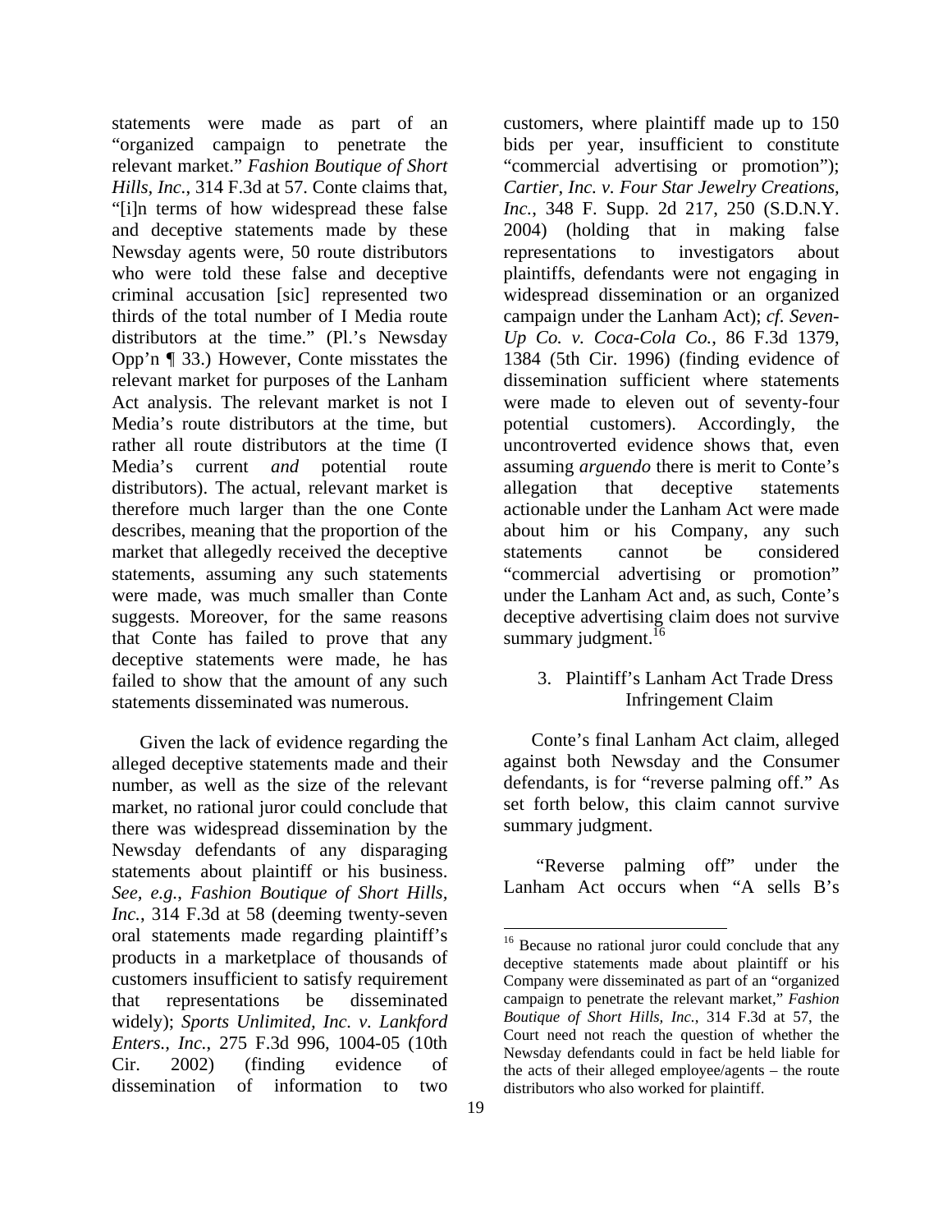statements were made as part of an "organized campaign to penetrate the relevant market." *Fashion Boutique of Short Hills, Inc.*, 314 F.3d at 57. Conte claims that, "[i]n terms of how widespread these false and deceptive statements made by these Newsday agents were, 50 route distributors who were told these false and deceptive criminal accusation [sic] represented two thirds of the total number of I Media route distributors at the time." (Pl.'s Newsday Opp'n ¶ 33.) However, Conte misstates the relevant market for purposes of the Lanham Act analysis. The relevant market is not I Media's route distributors at the time, but rather all route distributors at the time (I Media's current *and* potential route distributors). The actual, relevant market is therefore much larger than the one Conte describes, meaning that the proportion of the market that allegedly received the deceptive statements, assuming any such statements were made, was much smaller than Conte suggests. Moreover, for the same reasons that Conte has failed to prove that any deceptive statements were made, he has failed to show that the amount of any such statements disseminated was numerous.

Given the lack of evidence regarding the alleged deceptive statements made and their number, as well as the size of the relevant market, no rational juror could conclude that there was widespread dissemination by the Newsday defendants of any disparaging statements about plaintiff or his business. *See, e.g.*, *Fashion Boutique of Short Hills, Inc.*, 314 F.3d at 58 (deeming twenty-seven oral statements made regarding plaintiff's products in a marketplace of thousands of customers insufficient to satisfy requirement that representations be disseminated widely); *Sports Unlimited, Inc. v. Lankford Enters., Inc.*, 275 F.3d 996, 1004-05 (10th Cir. 2002) (finding evidence of dissemination of information to two customers, where plaintiff made up to 150 bids per year, insufficient to constitute "commercial advertising or promotion"); *Cartier, Inc. v. Four Star Jewelry Creations, Inc.*, 348 F. Supp. 2d 217, 250 (S.D.N.Y. 2004) (holding that in making false representations to investigators about plaintiffs, defendants were not engaging in widespread dissemination or an organized campaign under the Lanham Act); *cf. Seven-Up Co. v. Coca-Cola Co.*, 86 F.3d 1379, 1384 (5th Cir. 1996) (finding evidence of dissemination sufficient where statements were made to eleven out of seventy-four potential customers). Accordingly, the uncontroverted evidence shows that, even assuming *arguendo* there is merit to Conte's allegation that deceptive statements actionable under the Lanham Act were made about him or his Company, any such statements cannot be considered "commercial advertising or promotion" under the Lanham Act and, as such, Conte's deceptive advertising claim does not survive summary judgment.[16]

### 3. Plaintiff's Lanham Act Trade Dress Infringement Claim

Conte's final Lanham Act claim, alleged against both Newsday and the Consumer defendants, is for "reverse palming off." As set forth below, this claim cannot survive summary judgment.

"Reverse palming off" under the Lanham Act occurs when "A sells B's

[16] Because no rational juror could conclude that any deceptive statements made about plaintiff or his Company were disseminated as part of an "organized campaign to penetrate the relevant market," *Fashion Boutique of Short Hills, Inc.*, 314 F.3d at 57, the Court need not reach the question of whether the Newsday defendants could in fact be held liable for the acts of their alleged employee/agents – the route distributors who also worked for plaintiff.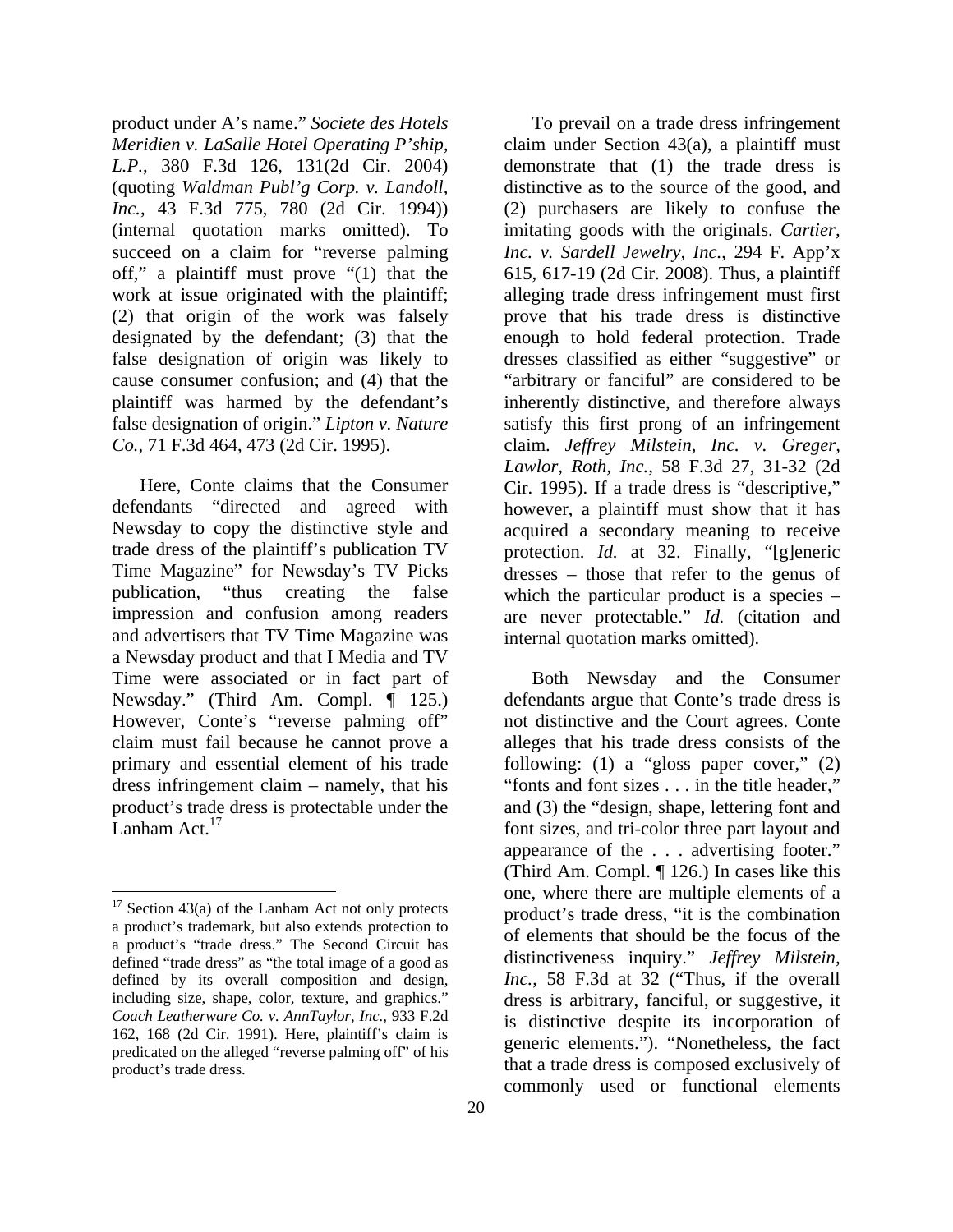product under A's name." *Societe des Hotels Meridien v. LaSalle Hotel Operating P'ship, L.P.*, 380 F.3d 126, 131(2d Cir. 2004) (quoting *Waldman Publ'g Corp. v. Landoll, Inc.*, 43 F.3d 775, 780 (2d Cir. 1994)) (internal quotation marks omitted). To succeed on a claim for "reverse palming off," a plaintiff must prove "(1) that the work at issue originated with the plaintiff; (2) that origin of the work was falsely designated by the defendant; (3) that the false designation of origin was likely to cause consumer confusion; and (4) that the plaintiff was harmed by the defendant's false designation of origin." *Lipton v. Nature Co.*, 71 F.3d 464, 473 (2d Cir. 1995).

Here, Conte claims that the Consumer defendants "directed and agreed with Newsday to copy the distinctive style and trade dress of the plaintiff's publication TV Time Magazine" for Newsday's TV Picks publication, "thus creating the false impression and confusion among readers and advertisers that TV Time Magazine was a Newsday product and that I Media and TV Time were associated or in fact part of Newsday." (Third Am. Compl. ¶ 125.) However, Conte's "reverse palming off" claim must fail because he cannot prove a primary and essential element of his trade dress infringement claim – namely, that his product's trade dress is protectable under the Lanham Act.[17]

To prevail on a trade dress infringement claim under Section 43(a), a plaintiff must demonstrate that (1) the trade dress is distinctive as to the source of the good, and (2) purchasers are likely to confuse the imitating goods with the originals. *Cartier, Inc. v. Sardell Jewelry, Inc.*, 294 F. App'x 615, 617-19 (2d Cir. 2008). Thus, a plaintiff alleging trade dress infringement must first prove that his trade dress is distinctive enough to hold federal protection. Trade dresses classified as either "suggestive" or "arbitrary or fanciful" are considered to be inherently distinctive, and therefore always satisfy this first prong of an infringement claim. *Jeffrey Milstein, Inc. v. Greger, Lawlor, Roth, Inc.*, 58 F.3d 27, 31-32 (2d Cir. 1995). If a trade dress is "descriptive," however, a plaintiff must show that it has acquired a secondary meaning to receive protection. *Id.* at 32. Finally, "[g]eneric dresses – those that refer to the genus of which the particular product is a species – are never protectable." *Id.* (citation and internal quotation marks omitted).

Both Newsday and the Consumer defendants argue that Conte's trade dress is not distinctive and the Court agrees. Conte alleges that his trade dress consists of the following: (1) a "gloss paper cover," (2) "fonts and font sizes . . . in the title header," and (3) the "design, shape, lettering font and font sizes, and tri-color three part layout and appearance of the . . . advertising footer." (Third Am. Compl. ¶ 126.) In cases like this one, where there are multiple elements of a product's trade dress, "it is the combination of elements that should be the focus of the distinctiveness inquiry." *Jeffrey Milstein, Inc.*, 58 F.3d at 32 ("Thus, if the overall dress is arbitrary, fanciful, or suggestive, it is distinctive despite its incorporation of generic elements."). "Nonetheless, the fact that a trade dress is composed exclusively of commonly used or functional elements

---

[17] Section 43(a) of the Lanham Act not only protects a product's trademark, but also extends protection to a product's "trade dress." The Second Circuit has defined "trade dress" as "the total image of a good as defined by its overall composition and design, including size, shape, color, texture, and graphics." *Coach Leatherware Co. v. AnnTaylor, Inc.*, 933 F.2d 162, 168 (2d Cir. 1991). Here, plaintiff's claim is predicated on the alleged "reverse palming off" of his product's trade dress.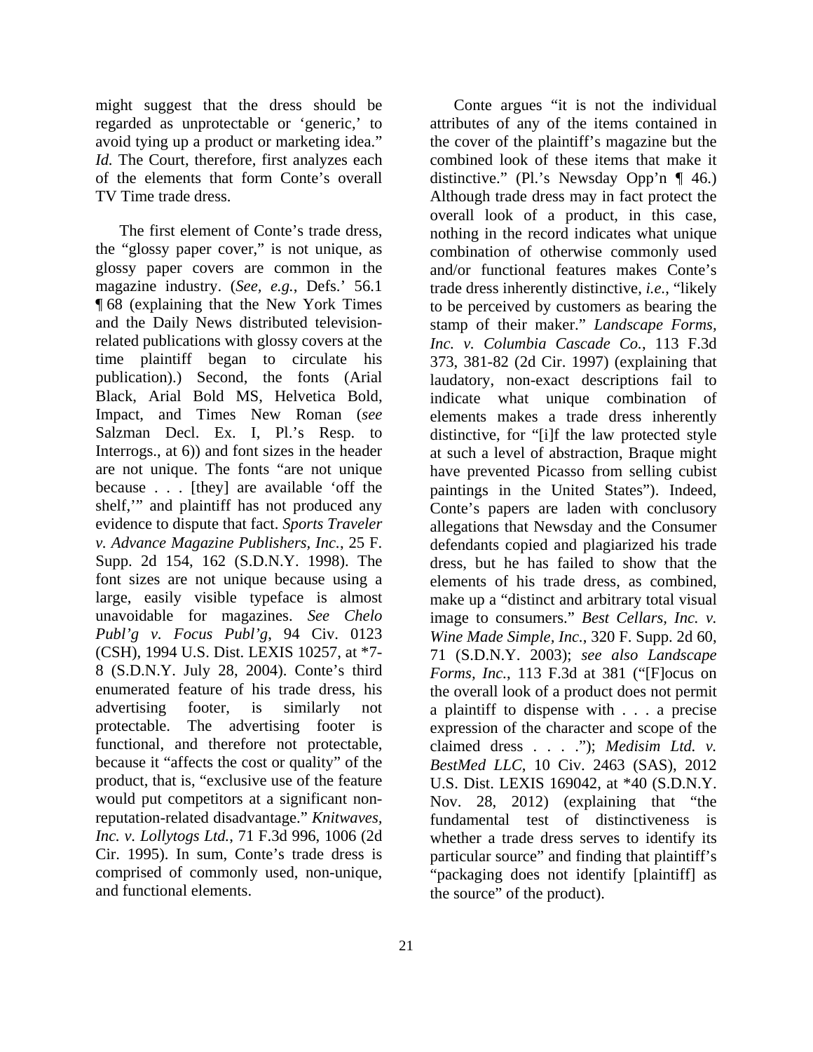might suggest that the dress should be regarded as unprotectable or 'generic,' to avoid tying up a product or marketing idea." *Id.* The Court, therefore, first analyzes each of the elements that form Conte's overall TV Time trade dress.

The first element of Conte's trade dress, the "glossy paper cover," is not unique, as glossy paper covers are common in the magazine industry. (*See, e.g.*, Defs.' 56.1 ¶ 68 (explaining that the New York Times and the Daily News distributed television-related publications with glossy covers at the time plaintiff began to circulate his publication).) Second, the fonts (Arial Black, Arial Bold MS, Helvetica Bold, Impact, and Times New Roman (*see* Salzman Decl. Ex. I, Pl.'s Resp. to Interrogs., at 6)) and font sizes in the header are not unique. The fonts "are not unique because . . . [they] are available 'off the shelf,'" and plaintiff has not produced any evidence to dispute that fact. *Sports Traveler v. Advance Magazine Publishers, Inc.*, 25 F. Supp. 2d 154, 162 (S.D.N.Y. 1998). The font sizes are not unique because using a large, easily visible typeface is almost unavoidable for magazines. *See Chelo Publ'g v. Focus Publ'g*, 94 Civ. 0123 (CSH), 1994 U.S. Dist. LEXIS 10257, at *7-8 (S.D.N.Y. July 28, 2004). Conte's third enumerated feature of his trade dress, his advertising footer, is similarly not protectable. The advertising footer is functional, and therefore not protectable, because it "affects the cost or quality" of the product, that is, "exclusive use of the feature would put competitors at a significant non-reputation-related disadvantage." *Knitwaves, Inc. v. Lollytogs Ltd.*, 71 F.3d 996, 1006 (2d Cir. 1995). In sum, Conte's trade dress is comprised of commonly used, non-unique, and functional elements.

Conte argues "it is not the individual attributes of any of the items contained in the cover of the plaintiff's magazine but the combined look of these items that make it distinctive." (Pl.'s Newsday Opp'n ¶ 46.) Although trade dress may in fact protect the overall look of a product, in this case, nothing in the record indicates what unique combination of otherwise commonly used and/or functional features makes Conte's trade dress inherently distinctive, *i.e.*, "likely to be perceived by customers as bearing the stamp of their maker." *Landscape Forms, Inc. v. Columbia Cascade Co.*, 113 F.3d 373, 381-82 (2d Cir. 1997) (explaining that laudatory, non-exact descriptions fail to indicate what unique combination of elements makes a trade dress inherently distinctive, for "[i]f the law protected style at such a level of abstraction, Braque might have prevented Picasso from selling cubist paintings in the United States"). Indeed, Conte's papers are laden with conclusory allegations that Newsday and the Consumer defendants copied and plagiarized his trade dress, but he has failed to show that the elements of his trade dress, as combined, make up a "distinct and arbitrary total visual image to consumers." *Best Cellars, Inc. v. Wine Made Simple, Inc.*, 320 F. Supp. 2d 60, 71 (S.D.N.Y. 2003); *see also Landscape Forms, Inc.*, 113 F.3d at 381 ("[F]ocus on the overall look of a product does not permit a plaintiff to dispense with . . . a precise expression of the character and scope of the claimed dress . . . ."); *Medisim Ltd. v. BestMed LLC*, 10 Civ. 2463 (SAS), 2012 U.S. Dist. LEXIS 169042, at *40 (S.D.N.Y. Nov. 28, 2012) (explaining that "the fundamental test of distinctiveness is whether a trade dress serves to identify its particular source" and finding that plaintiff's "packaging does not identify [plaintiff] as the source" of the product).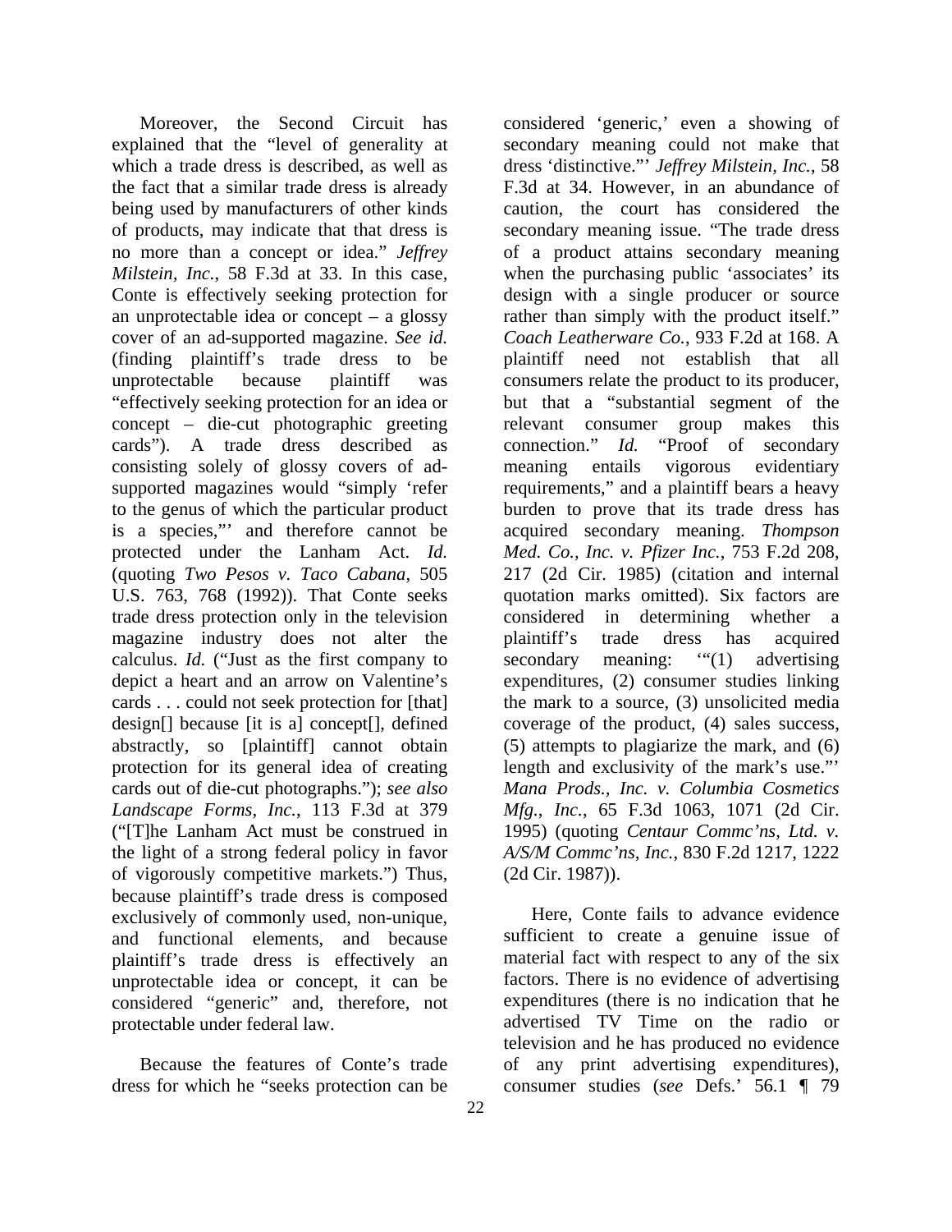Moreover, the Second Circuit has explained that the "level of generality at which a trade dress is described, as well as the fact that a similar trade dress is already being used by manufacturers of other kinds of products, may indicate that that dress is no more than a concept or idea." *Jeffrey Milstein, Inc.*, 58 F.3d at 33. In this case, Conte is effectively seeking protection for an unprotectable idea or concept – a glossy cover of an ad-supported magazine. *See id.* (finding plaintiff's trade dress to be unprotectable because plaintiff was "effectively seeking protection for an idea or concept – die-cut photographic greeting cards"). A trade dress described as consisting solely of glossy covers of ad-supported magazines would "simply 'refer to the genus of which the particular product is a species,"' and therefore cannot be protected under the Lanham Act. *Id.* (quoting *Two Pesos v. Taco Cabana*, 505 U.S. 763, 768 (1992)). That Conte seeks trade dress protection only in the television magazine industry does not alter the calculus. *Id.* ("Just as the first company to depict a heart and an arrow on Valentine's cards . . . could not seek protection for [that] design[] because [it is a] concept[], defined abstractly, so [plaintiff] cannot obtain protection for its general idea of creating cards out of die-cut photographs."); *see also Landscape Forms, Inc.*, 113 F.3d at 379 ("[T]he Lanham Act must be construed in the light of a strong federal policy in favor of vigorously competitive markets.") Thus, because plaintiff's trade dress is composed exclusively of commonly used, non-unique, and functional elements, and because plaintiff's trade dress is effectively an unprotectable idea or concept, it can be considered "generic" and, therefore, not protectable under federal law.

Because the features of Conte's trade dress for which he "seeks protection can be considered 'generic,' even a showing of secondary meaning could not make that dress 'distinctive."' *Jeffrey Milstein, Inc.*, 58 F.3d at 34. However, in an abundance of caution, the court has considered the secondary meaning issue. "The trade dress of a product attains secondary meaning when the purchasing public 'associates' its design with a single producer or source rather than simply with the product itself." *Coach Leatherware Co.*, 933 F.2d at 168. A plaintiff need not establish that all consumers relate the product to its producer, but that a "substantial segment of the relevant consumer group makes this connection." *Id.* "Proof of secondary meaning entails vigorous evidentiary requirements," and a plaintiff bears a heavy burden to prove that its trade dress has acquired secondary meaning. *Thompson Med. Co., Inc. v. Pfizer Inc.*, 753 F.2d 208, 217 (2d Cir. 1985) (citation and internal quotation marks omitted). Six factors are considered in determining whether a plaintiff's trade dress has acquired secondary meaning: '"(1) advertising expenditures, (2) consumer studies linking the mark to a source, (3) unsolicited media coverage of the product, (4) sales success, (5) attempts to plagiarize the mark, and (6) length and exclusivity of the mark's use."' *Mana Prods., Inc. v. Columbia Cosmetics Mfg., Inc.*, 65 F.3d 1063, 1071 (2d Cir. 1995) (quoting *Centaur Commc'ns, Ltd. v. A/S/M Commc'ns, Inc.*, 830 F.2d 1217, 1222 (2d Cir. 1987)).

Here, Conte fails to advance evidence sufficient to create a genuine issue of material fact with respect to any of the six factors. There is no evidence of advertising expenditures (there is no indication that he advertised TV Time on the radio or television and he has produced no evidence of any print advertising expenditures), consumer studies (*see* Defs.' 56.1 ¶ 79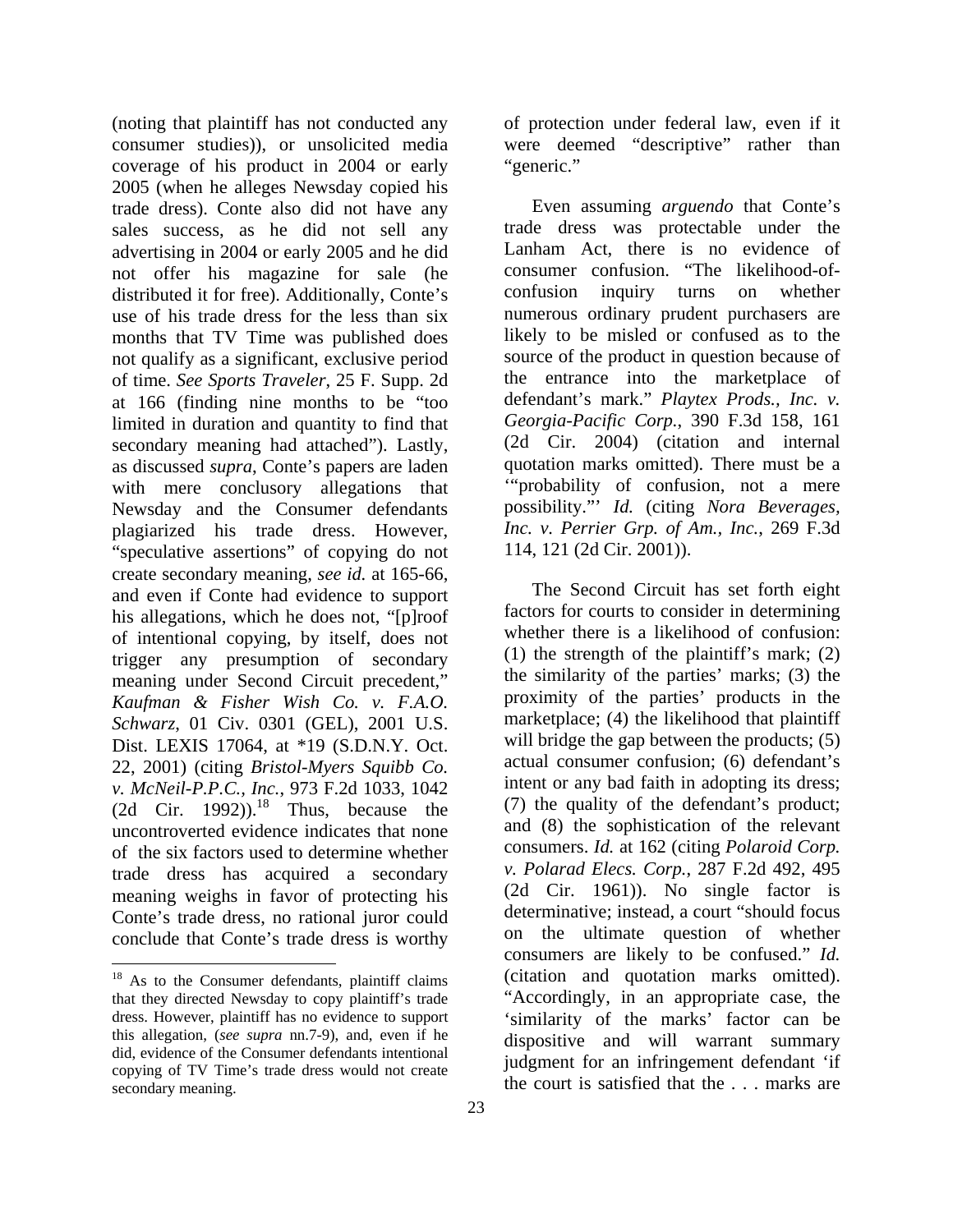(noting that plaintiff has not conducted any consumer studies)), or unsolicited media coverage of his product in 2004 or early 2005 (when he alleges Newsday copied his trade dress). Conte also did not have any sales success, as he did not sell any advertising in 2004 or early 2005 and he did not offer his magazine for sale (he distributed it for free). Additionally, Conte's use of his trade dress for the less than six months that TV Time was published does not qualify as a significant, exclusive period of time. *See Sports Traveler*, 25 F. Supp. 2d at 166 (finding nine months to be "too limited in duration and quantity to find that secondary meaning had attached"). Lastly, as discussed *supra*, Conte's papers are laden with mere conclusory allegations that Newsday and the Consumer defendants plagiarized his trade dress. However, "speculative assertions" of copying do not create secondary meaning, *see id.* at 165-66, and even if Conte had evidence to support his allegations, which he does not, "[p]roof of intentional copying, by itself, does not trigger any presumption of secondary meaning under Second Circuit precedent," *Kaufman & Fisher Wish Co. v. F.A.O. Schwarz*, 01 Civ. 0301 (GEL), 2001 U.S. Dist. LEXIS 17064, at *19 (S.D.N.Y. Oct. 22, 2001) (citing *Bristol-Myers Squibb Co. v. McNeil-P.P.C., Inc.*, 973 F.2d 1033, 1042 (2d Cir. 1992)).[18] Thus, because the uncontroverted evidence indicates that none of the six factors used to determine whether trade dress has acquired a secondary meaning weighs in favor of protecting his Conte's trade dress, no rational juror could conclude that Conte's trade dress is worthy of protection under federal law, even if it were deemed "descriptive" rather than "generic."

Even assuming *arguendo* that Conte's trade dress was protectable under the Lanham Act, there is no evidence of consumer confusion. "The likelihood-of-confusion inquiry turns on whether numerous ordinary prudent purchasers are likely to be misled or confused as to the source of the product in question because of the entrance into the marketplace of defendant's mark." *Playtex Prods., Inc. v. Georgia-Pacific Corp.*, 390 F.3d 158, 161 (2d Cir. 2004) (citation and internal quotation marks omitted). There must be a '"probability of confusion, not a mere possibility."' *Id.* (citing *Nora Beverages, Inc. v. Perrier Grp. of Am., Inc.*, 269 F.3d 114, 121 (2d Cir. 2001)).

The Second Circuit has set forth eight factors for courts to consider in determining whether there is a likelihood of confusion: (1) the strength of the plaintiff's mark; (2) the similarity of the parties' marks; (3) the proximity of the parties' products in the marketplace; (4) the likelihood that plaintiff will bridge the gap between the products; (5) actual consumer confusion; (6) defendant's intent or any bad faith in adopting its dress; (7) the quality of the defendant's product; and (8) the sophistication of the relevant consumers. *Id.* at 162 (citing *Polaroid Corp. v. Polarad Elecs. Corp.*, 287 F.2d 492, 495 (2d Cir. 1961)). No single factor is determinative; instead, a court "should focus on the ultimate question of whether consumers are likely to be confused." *Id.* (citation and quotation marks omitted). "Accordingly, in an appropriate case, the 'similarity of the marks' factor can be dispositive and will warrant summary judgment for an infringement defendant 'if the court is satisfied that the . . . marks are

---

[18] As to the Consumer defendants, plaintiff claims that they directed Newsday to copy plaintiff's trade dress. However, plaintiff has no evidence to support this allegation, (*see supra* nn.7-9), and, even if he did, evidence of the Consumer defendants intentional copying of TV Time's trade dress would not create secondary meaning.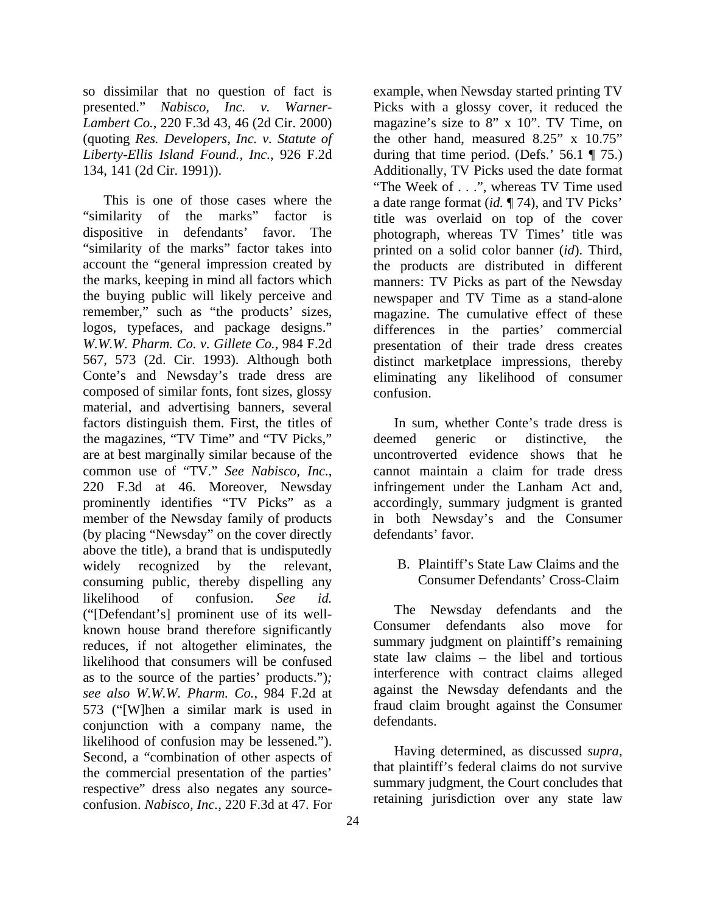so dissimilar that no question of fact is presented." *Nabisco, Inc. v. Warner-Lambert Co.*, 220 F.3d 43, 46 (2d Cir. 2000) (quoting *Res. Developers, Inc. v. Statute of Liberty-Ellis Island Found., Inc.*, 926 F.2d 134, 141 (2d Cir. 1991)).

This is one of those cases where the "similarity of the marks" factor is dispositive in defendants' favor. The "similarity of the marks" factor takes into account the "general impression created by the marks, keeping in mind all factors which the buying public will likely perceive and remember," such as "the products' sizes, logos, typefaces, and package designs." *W.W.W. Pharm. Co. v. Gillete Co.*, 984 F.2d 567, 573 (2d. Cir. 1993). Although both Conte's and Newsday's trade dress are composed of similar fonts, font sizes, glossy material, and advertising banners, several factors distinguish them. First, the titles of the magazines, "TV Time" and "TV Picks," are at best marginally similar because of the common use of "TV." *See Nabisco, Inc.*, 220 F.3d at 46. Moreover, Newsday prominently identifies "TV Picks" as a member of the Newsday family of products (by placing "Newsday" on the cover directly above the title), a brand that is undisputedly widely recognized by the relevant, consuming public, thereby dispelling any likelihood of confusion. *See id.* ("[Defendant's] prominent use of its well-known house brand therefore significantly reduces, if not altogether eliminates, the likelihood that consumers will be confused as to the source of the parties' products."); *see also W.W.W. Pharm. Co.*, 984 F.2d at 573 ("[W]hen a similar mark is used in conjunction with a company name, the likelihood of confusion may be lessened."). Second, a "combination of other aspects of the commercial presentation of the parties' respective" dress also negates any source-confusion. *Nabisco, Inc.*, 220 F.3d at 47. For example, when Newsday started printing TV Picks with a glossy cover, it reduced the magazine's size to 8" x 10". TV Time, on the other hand, measured 8.25" x 10.75" during that time period. (Defs.' 56.1 ¶ 75.) Additionally, TV Picks used the date format "The Week of . . .", whereas TV Time used a date range format (*id.* ¶ 74), and TV Picks' title was overlaid on top of the cover photograph, whereas TV Times' title was printed on a solid color banner (*id*). Third, the products are distributed in different manners: TV Picks as part of the Newsday newspaper and TV Time as a stand-alone magazine. The cumulative effect of these differences in the parties' commercial presentation of their trade dress creates distinct marketplace impressions, thereby eliminating any likelihood of consumer confusion.

In sum, whether Conte's trade dress is deemed generic or distinctive, the uncontroverted evidence shows that he cannot maintain a claim for trade dress infringement under the Lanham Act and, accordingly, summary judgment is granted in both Newsday's and the Consumer defendants' favor.

### B. Plaintiff's State Law Claims and the Consumer Defendants' Cross-Claim

The Newsday defendants and the Consumer defendants also move for summary judgment on plaintiff's remaining state law claims – the libel and tortious interference with contract claims alleged against the Newsday defendants and the fraud claim brought against the Consumer defendants.

Having determined, as discussed *supra*, that plaintiff's federal claims do not survive summary judgment, the Court concludes that retaining jurisdiction over any state law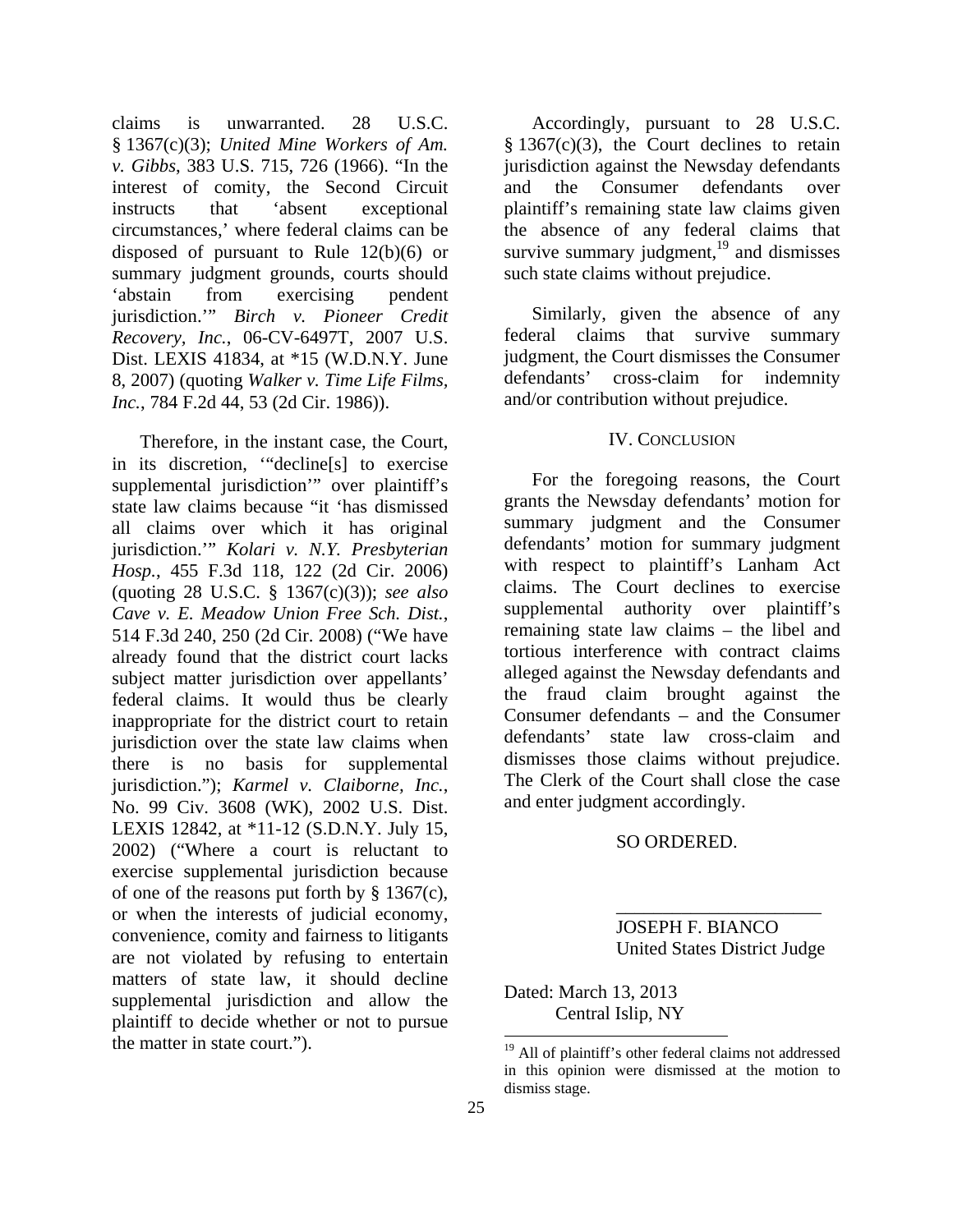claims is unwarranted. 28 U.S.C. § 1367(c)(3); *United Mine Workers of Am. v. Gibbs*, 383 U.S. 715, 726 (1966). "In the interest of comity, the Second Circuit instructs that 'absent exceptional circumstances,' where federal claims can be disposed of pursuant to Rule 12(b)(6) or summary judgment grounds, courts should 'abstain from exercising pendent jurisdiction.'" *Birch v. Pioneer Credit Recovery, Inc.*, 06-CV-6497T, 2007 U.S. Dist. LEXIS 41834, at *15 (W.D.N.Y. June 8, 2007) (quoting *Walker v. Time Life Films, Inc.*, 784 F.2d 44, 53 (2d Cir. 1986)).

Therefore, in the instant case, the Court, in its discretion, '"decline[s] to exercise supplemental jurisdiction'" over plaintiff's state law claims because "it 'has dismissed all claims over which it has original jurisdiction.'" *Kolari v. N.Y. Presbyterian Hosp.*, 455 F.3d 118, 122 (2d Cir. 2006) (quoting 28 U.S.C. § 1367(c)(3)); *see also Cave v. E. Meadow Union Free Sch. Dist.*, 514 F.3d 240, 250 (2d Cir. 2008) ("We have already found that the district court lacks subject matter jurisdiction over appellants' federal claims. It would thus be clearly inappropriate for the district court to retain jurisdiction over the state law claims when there is no basis for supplemental jurisdiction."); *Karmel v. Claiborne, Inc.*, No. 99 Civ. 3608 (WK), 2002 U.S. Dist. LEXIS 12842, at *11-12 (S.D.N.Y. July 15, 2002) ("Where a court is reluctant to exercise supplemental jurisdiction because of one of the reasons put forth by § 1367(c), or when the interests of judicial economy, convenience, comity and fairness to litigants are not violated by refusing to entertain matters of state law, it should decline supplemental jurisdiction and allow the plaintiff to decide whether or not to pursue the matter in state court.").

Accordingly, pursuant to 28 U.S.C. § 1367(c)(3), the Court declines to retain jurisdiction against the Newsday defendants and the Consumer defendants over plaintiff's remaining state law claims given the absence of any federal claims that survive summary judgment,[19] and dismisses such state claims without prejudice.

Similarly, given the absence of any federal claims that survive summary judgment, the Court dismisses the Consumer defendants' cross-claim for indemnity and/or contribution without prejudice.

## IV. CONCLUSION

For the foregoing reasons, the Court grants the Newsday defendants' motion for summary judgment and the Consumer defendants' motion for summary judgment with respect to plaintiff's Lanham Act claims. The Court declines to exercise supplemental authority over plaintiff's remaining state law claims – the libel and tortious interference with contract claims alleged against the Newsday defendants and the fraud claim brought against the Consumer defendants – and the Consumer defendants' state law cross-claim and dismisses those claims without prejudice. The Clerk of the Court shall close the case and enter judgment accordingly.

SO ORDERED.

______________________
JOSEPH F. BIANCO
United States District Judge

Dated: March 13, 2013
Central Islip, NY

[19] All of plaintiff's other federal claims not addressed in this opinion were dismissed at the motion to dismiss stage.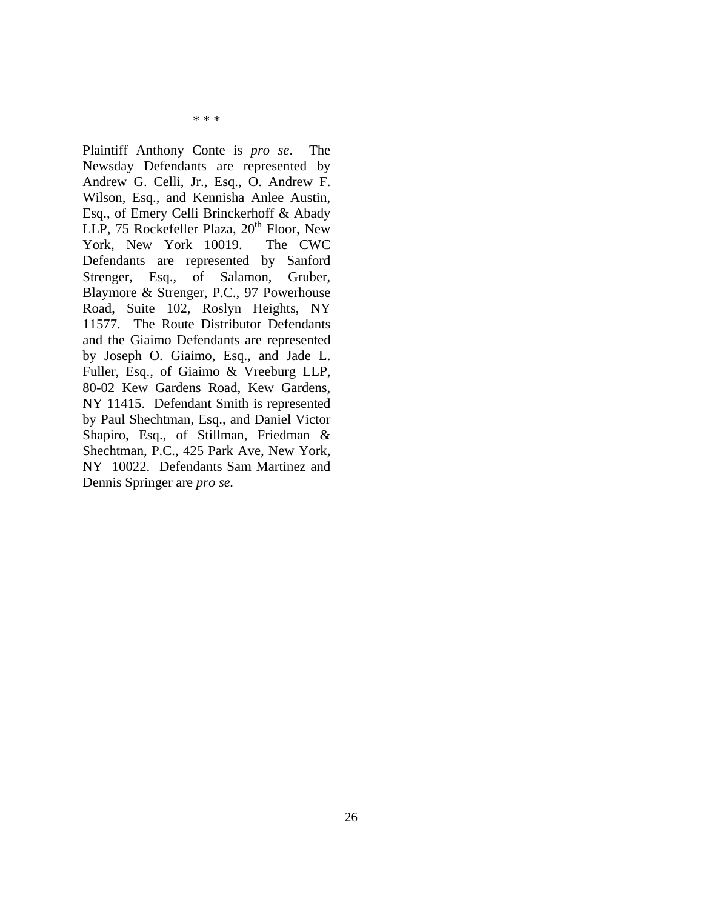* * *

Plaintiff Anthony Conte is *pro se*. The Newsday Defendants are represented by Andrew G. Celli, Jr., Esq., O. Andrew F. Wilson, Esq., and Kennisha Anlee Austin, Esq., of Emery Celli Brinckerhoff & Abady LLP, 75 Rockefeller Plaza, 20th Floor, New York, New York 10019. The CWC Defendants are represented by Sanford Strenger, Esq., of Salamon, Gruber, Blaymore & Strenger, P.C., 97 Powerhouse Road, Suite 102, Roslyn Heights, NY 11577. The Route Distributor Defendants and the Giaimo Defendants are represented by Joseph O. Giaimo, Esq., and Jade L. Fuller, Esq., of Giaimo & Vreeburg LLP, 80-02 Kew Gardens Road, Kew Gardens, NY 11415. Defendant Smith is represented by Paul Shechtman, Esq., and Daniel Victor Shapiro, Esq., of Stillman, Friedman & Shechtman, P.C., 425 Park Ave, New York, NY 10022. Defendants Sam Martinez and Dennis Springer are *pro se.*